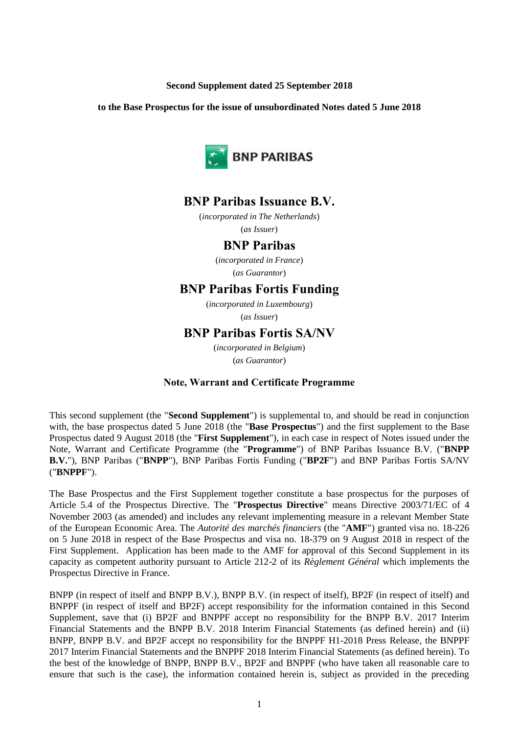**Second Supplement dated 25 September 2018**

**to the Base Prospectus for the issue of unsubordinated Notes dated 5 June 2018**

BNP PARIBAS

# BNP Paribas Issuance B.V.

(*incorporated in The Netherlands*)

(*as Issuer*)

# BNP Paribas

(*incorporated in France*)

(*as Guarantor*)

# BNP Paribas Fortis Funding

(*incorporated in Luxembourg*)

(*as Issuer*)

# BNP Paribas Fortis SA/NV

(*incorporated in Belgium*)

(*as Guarantor*)

**Note, Warrant and Certificate Programme**

This second supplement (the "**Second Supplement**") is supplemental to, and should be read in conjunction with, the base prospectus dated 5 June 2018 (the "**Base Prospectus**") and the first supplement to the Base Prospectus dated 9 August 2018 (the "**First Supplement**"), in each case in respect of Notes issued under the Note, Warrant and Certificate Programme (the "**Programme**") of BNP Paribas Issuance B.V. ("**BNPP B.V.**"), BNP Paribas ("**BNPP**"), BNP Paribas Fortis Funding ("**BP2F**") and BNP Paribas Fortis SA/NV ("**BNPPF**").

The Base Prospectus and the First Supplement together constitute a base prospectus for the purposes of Article 5.4 of the Prospectus Directive. The "**Prospectus Directive**" means Directive 2003/71/EC of 4 November 2003 (as amended) and includes any relevant implementing measure in a relevant Member State of the European Economic Area. The *Autorité des marchés financiers* (the "**AMF**") granted visa no. 18-226 on 5 June 2018 in respect of the Base Prospectus and visa no. 18-379 on 9 August 2018 in respect of the First Supplement. Application has been made to the AMF for approval of this Second Supplement in its capacity as competent authority pursuant to Article 212-2 of its *Règlement Général* which implements the Prospectus Directive in France.

BNPP (in respect of itself and BNPP B.V.), BNPP B.V. (in respect of itself), BP2F (in respect of itself) and BNPPF (in respect of itself and BP2F) accept responsibility for the information contained in this Second Supplement, save that (i) BP2F and BNPPF accept no responsibility for the BNPP B.V. 2017 Interim Financial Statements and the BNPP B.V. 2018 Interim Financial Statements (as defined herein) and (ii) BNPP, BNPP B.V. and BP2F accept no responsibility for the BNPPF H1-2018 Press Release, the BNPPF 2017 Interim Financial Statements and the BNPPF 2018 Interim Financial Statements (as defined herein). To the best of the knowledge of BNPP, BNPP B.V., BP2F and BNPPF (who have taken all reasonable care to ensure that such is the case), the information contained herein is, subject as provided in the preceding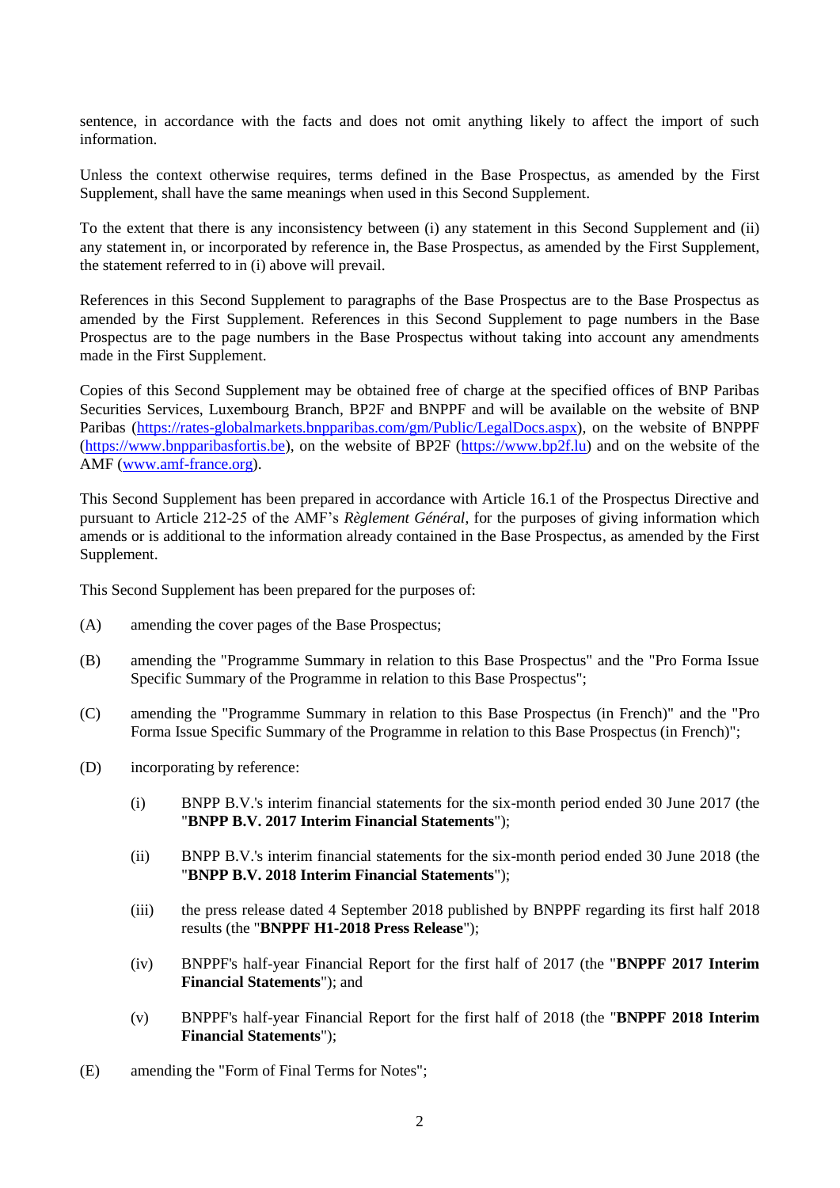sentence, in accordance with the facts and does not omit anything likely to affect the import of such information.

Unless the context otherwise requires, terms defined in the Base Prospectus, as amended by the First Supplement, shall have the same meanings when used in this Second Supplement.

To the extent that there is any inconsistency between (i) any statement in this Second Supplement and (ii) any statement in, or incorporated by reference in, the Base Prospectus, as amended by the First Supplement, the statement referred to in (i) above will prevail.

References in this Second Supplement to paragraphs of the Base Prospectus are to the Base Prospectus as amended by the First Supplement. References in this Second Supplement to page numbers in the Base Prospectus are to the page numbers in the Base Prospectus without taking into account any amendments made in the First Supplement.

Copies of this Second Supplement may be obtained free of charge at the specified offices of BNP Paribas Securities Services, Luxembourg Branch, BP2F and BNPPF and will be available on the website of BNP Paribas (https://rates-globalmarkets.bnpparibas.com/gm/Public/LegalDocs.aspx), on the website of BNPPF (https://www.bnpparibasfortis.be), on the website of BP2F (https://www.bp2f.lu) and on the website of the AMF (www.amf-france.org).

This Second Supplement has been prepared in accordance with Article 16.1 of the Prospectus Directive and pursuant to Article 212-25 of the AMF's *Règlement Général*, for the purposes of giving information which amends or is additional to the information already contained in the Base Prospectus, as amended by the First Supplement.

This Second Supplement has been prepared for the purposes of:

(A) amending the cover pages of the Base Prospectus;

(B) amending the "Programme Summary in relation to this Base Prospectus" and the "Pro Forma Issue Specific Summary of the Programme in relation to this Base Prospectus";

(C) amending the "Programme Summary in relation to this Base Prospectus (in French)" and the "Pro Forma Issue Specific Summary of the Programme in relation to this Base Prospectus (in French)";

(D) incorporating by reference:

  (i) BNPP B.V.'s interim financial statements for the six-month period ended 30 June 2017 (the "**BNPP B.V. 2017 Interim Financial Statements**");

  (ii) BNPP B.V.'s interim financial statements for the six-month period ended 30 June 2018 (the "**BNPP B.V. 2018 Interim Financial Statements**");

  (iii) the press release dated 4 September 2018 published by BNPPF regarding its first half 2018 results (the "**BNPPF H1-2018 Press Release**");

  (iv) BNPPF's half-year Financial Report for the first half of 2017 (the "**BNPPF 2017 Interim Financial Statements**"); and

  (v) BNPPF's half-year Financial Report for the first half of 2018 (the "**BNPPF 2018 Interim Financial Statements**");

(E) amending the "Form of Final Terms for Notes";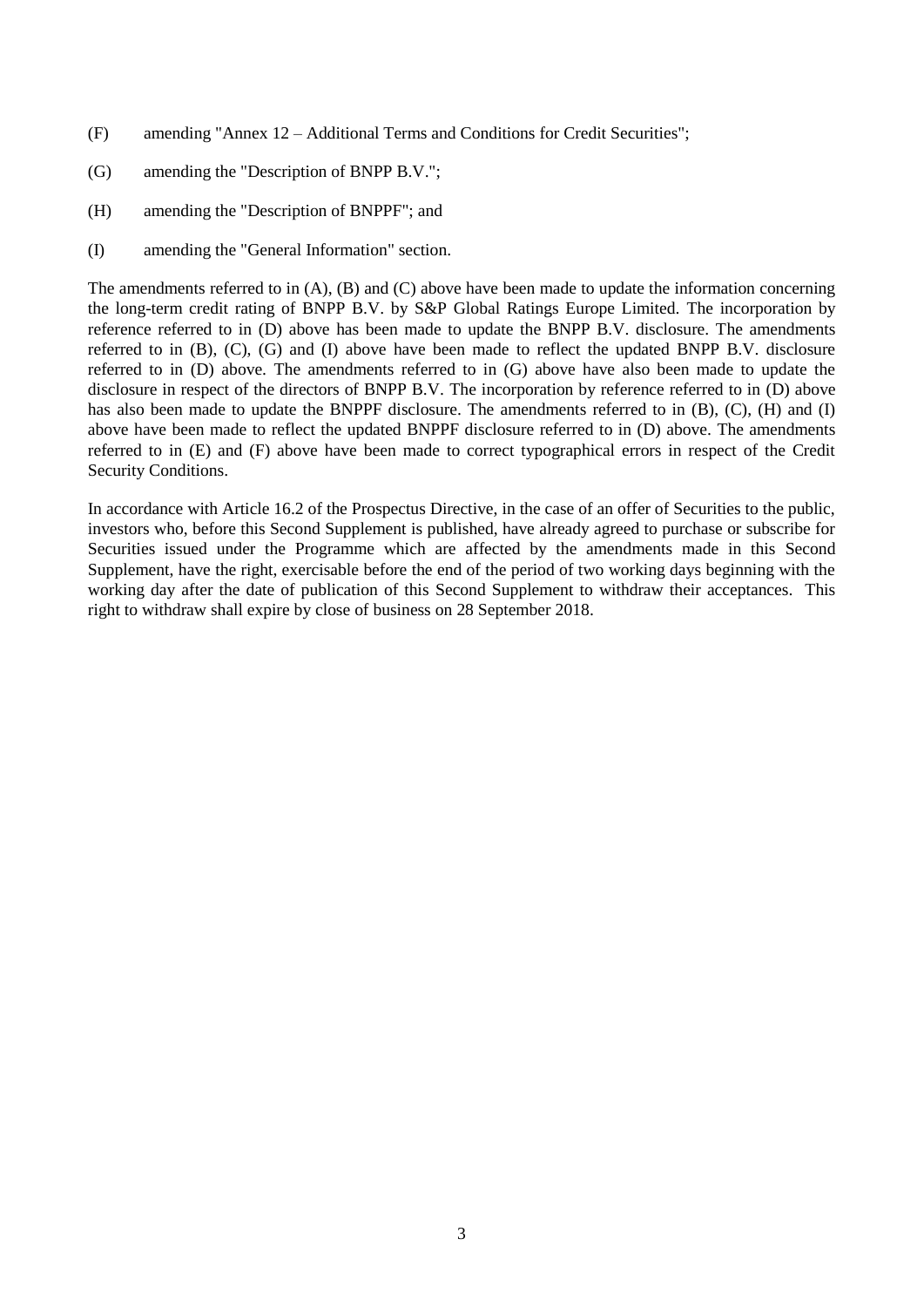(F) amending "Annex 12 – Additional Terms and Conditions for Credit Securities";

(G) amending the "Description of BNPP B.V.";

(H) amending the "Description of BNPPF"; and

(I) amending the "General Information" section.

The amendments referred to in (A), (B) and (C) above have been made to update the information concerning the long-term credit rating of BNPP B.V. by S&P Global Ratings Europe Limited. The incorporation by reference referred to in (D) above has been made to update the BNPP B.V. disclosure. The amendments referred to in (B), (C), (G) and (I) above have been made to reflect the updated BNPP B.V. disclosure referred to in (D) above. The amendments referred to in (G) above have also been made to update the disclosure in respect of the directors of BNPP B.V. The incorporation by reference referred to in (D) above has also been made to update the BNPPF disclosure. The amendments referred to in (B), (C), (H) and (I) above have been made to reflect the updated BNPPF disclosure referred to in (D) above. The amendments referred to in (E) and (F) above have been made to correct typographical errors in respect of the Credit Security Conditions.

In accordance with Article 16.2 of the Prospectus Directive, in the case of an offer of Securities to the public, investors who, before this Second Supplement is published, have already agreed to purchase or subscribe for Securities issued under the Programme which are affected by the amendments made in this Second Supplement, have the right, exercisable before the end of the period of two working days beginning with the working day after the date of publication of this Second Supplement to withdraw their acceptances. This right to withdraw shall expire by close of business on 28 September 2018.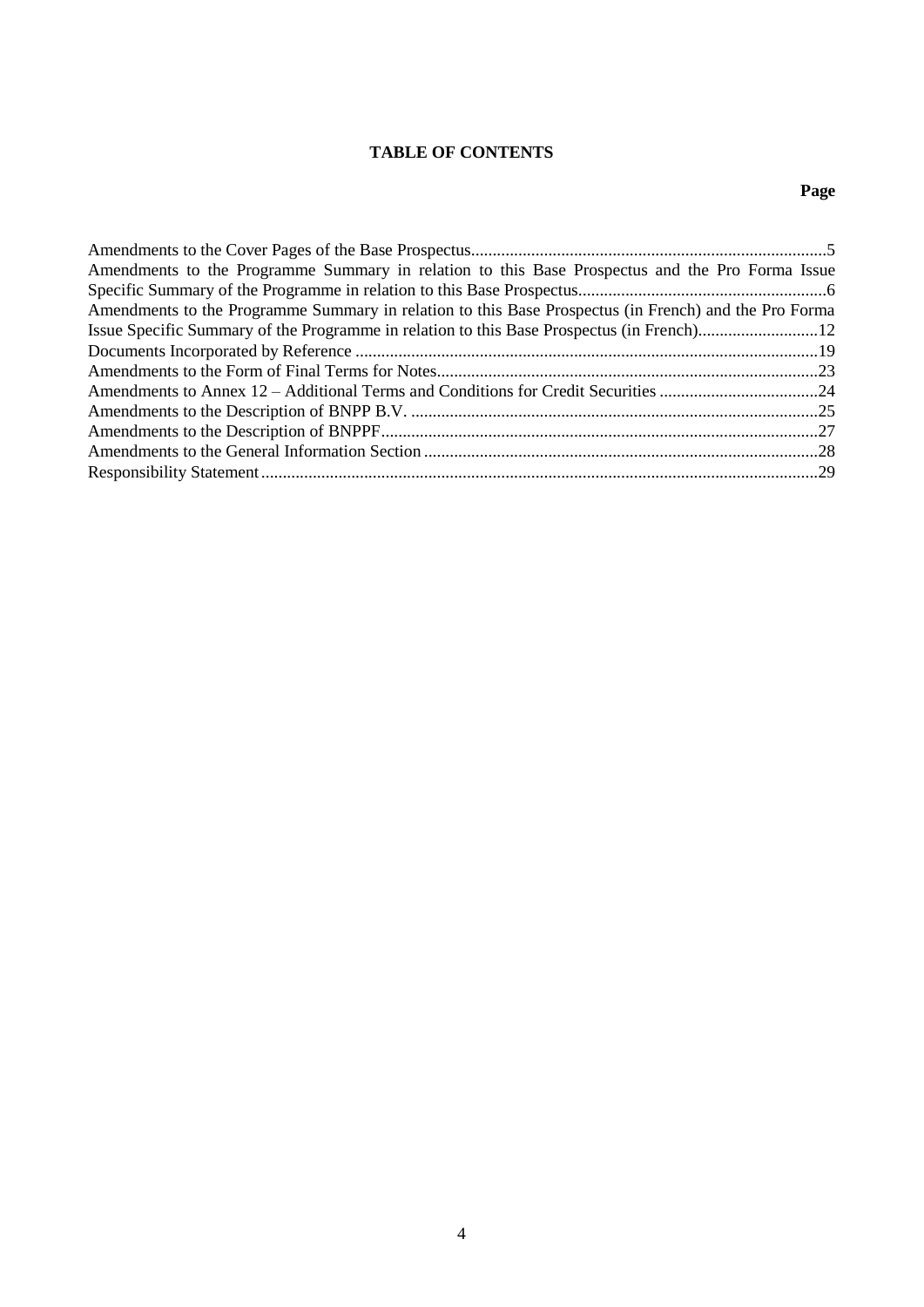# TABLE OF CONTENTS

| | Page |
|---|---|
| Amendments to the Cover Pages of the Base Prospectus | 5 |
| Amendments to the Programme Summary in relation to this Base Prospectus and the Pro Forma Issue Specific Summary of the Programme in relation to this Base Prospectus | 6 |
| Amendments to the Programme Summary in relation to this Base Prospectus (in French) and the Pro Forma Issue Specific Summary of the Programme in relation to this Base Prospectus (in French) | 12 |
| Documents Incorporated by Reference | 19 |
| Amendments to the Form of Final Terms for Notes | 23 |
| Amendments to Annex 12 – Additional Terms and Conditions for Credit Securities | 24 |
| Amendments to the Description of BNPP B.V. | 25 |
| Amendments to the Description of BNPPF | 27 |
| Amendments to the General Information Section | 28 |
| Responsibility Statement | 29 |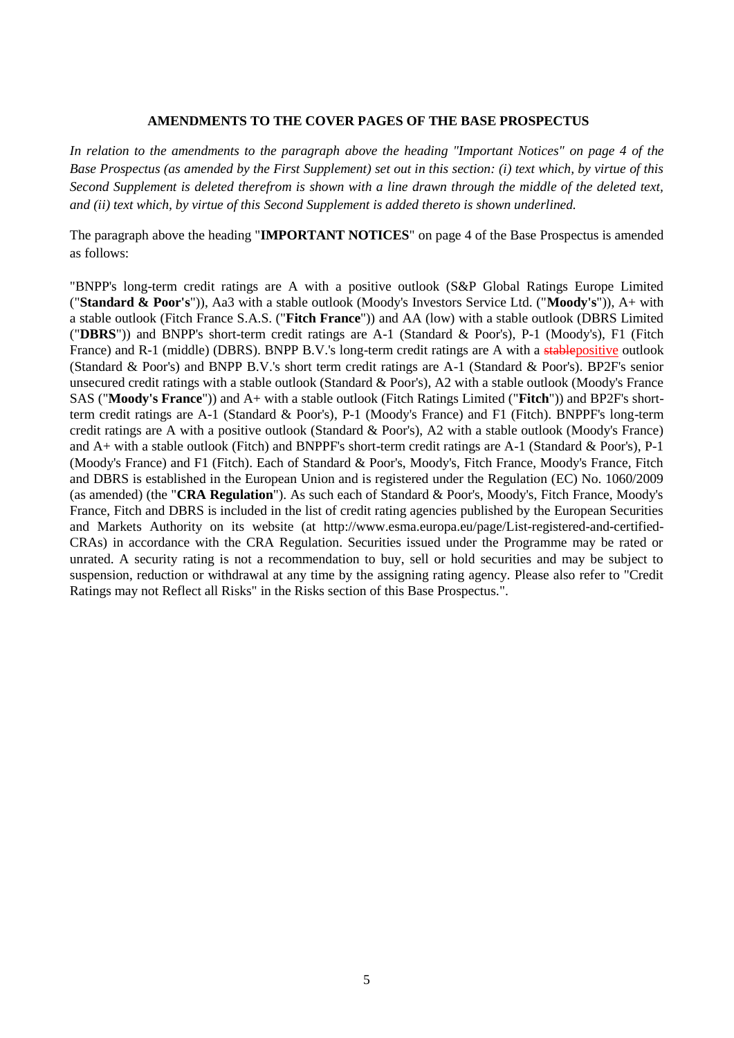**AMENDMENTS TO THE COVER PAGES OF THE BASE PROSPECTUS**

*In relation to the amendments to the paragraph above the heading "Important Notices" on page 4 of the Base Prospectus (as amended by the First Supplement) set out in this section: (i) text which, by virtue of this Second Supplement is deleted therefrom is shown with a line drawn through the middle of the deleted text, and (ii) text which, by virtue of this Second Supplement is added thereto is shown underlined.*

The paragraph above the heading "**IMPORTANT NOTICES**" on page 4 of the Base Prospectus is amended as follows:

"BNPP's long-term credit ratings are A with a positive outlook (S&P Global Ratings Europe Limited ("**Standard & Poor's**")), Aa3 with a stable outlook (Moody's Investors Service Ltd. ("**Moody's**")), A+ with a stable outlook (Fitch France S.A.S. ("**Fitch France**")) and AA (low) with a stable outlook (DBRS Limited ("**DBRS**")) and BNPP's short-term credit ratings are A-1 (Standard & Poor's), P-1 (Moody's), F1 (Fitch France) and R-1 (middle) (DBRS). BNPP B.V.'s long-term credit ratings are A with a ~~stable~~<u>positive</u> outlook (Standard & Poor's) and BNPP B.V.'s short term credit ratings are A-1 (Standard & Poor's). BP2F's senior unsecured credit ratings with a stable outlook (Standard & Poor's), A2 with a stable outlook (Moody's France SAS ("**Moody's France**")) and A+ with a stable outlook (Fitch Ratings Limited ("**Fitch**")) and BP2F's short-term credit ratings are A-1 (Standard & Poor's), P-1 (Moody's France) and F1 (Fitch). BNPPF's long-term credit ratings are A with a positive outlook (Standard & Poor's), A2 with a stable outlook (Moody's France) and A+ with a stable outlook (Fitch) and BNPPF's short-term credit ratings are A-1 (Standard & Poor's), P-1 (Moody's France) and F1 (Fitch). Each of Standard & Poor's, Moody's, Fitch France, Moody's France, Fitch and DBRS is established in the European Union and is registered under the Regulation (EC) No. 1060/2009 (as amended) (the "**CRA Regulation**"). As such each of Standard & Poor's, Moody's, Fitch France, Moody's France, Fitch and DBRS is included in the list of credit rating agencies published by the European Securities and Markets Authority on its website (at http://www.esma.europa.eu/page/List-registered-and-certified-CRAs) in accordance with the CRA Regulation. Securities issued under the Programme may be rated or unrated. A security rating is not a recommendation to buy, sell or hold securities and may be subject to suspension, reduction or withdrawal at any time by the assigning rating agency. Please also refer to "Credit Ratings may not Reflect all Risks" in the Risks section of this Base Prospectus.".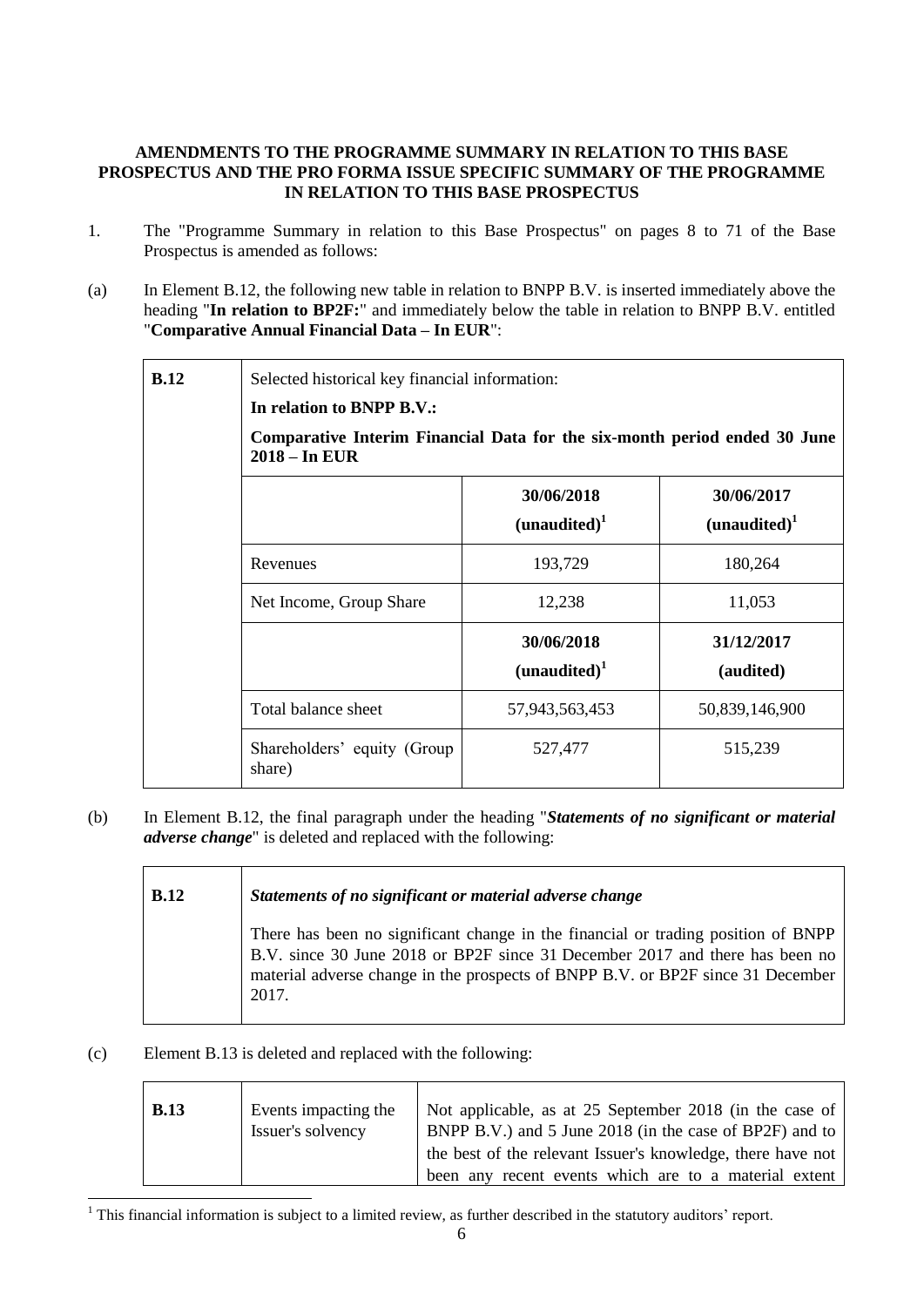**AMENDMENTS TO THE PROGRAMME SUMMARY IN RELATION TO THIS BASE PROSPECTUS AND THE PRO FORMA ISSUE SPECIFIC SUMMARY OF THE PROGRAMME IN RELATION TO THIS BASE PROSPECTUS**

1. The "Programme Summary in relation to this Base Prospectus" on pages 8 to 71 of the Base Prospectus is amended as follows:

(a) In Element B.12, the following new table in relation to BNPP B.V. is inserted immediately above the heading "**In relation to BP2F:**" and immediately below the table in relation to BNPP B.V. entitled "**Comparative Annual Financial Data – In EUR**":

| **B.12** | Selected historical key financial information:<br>**In relation to BNPP B.V.:**<br>**Comparative Interim Financial Data for the six-month period ended 30 June 2018 – In EUR** | | |
|---|---|---|---|
| | | **30/06/2018 (unaudited)**[1] | **30/06/2017 (unaudited)**[1] |
| | Revenues | 193,729 | 180,264 |
| | Net Income, Group Share | 12,238 | 11,053 |
| | | **30/06/2018 (unaudited)**[1] | **31/12/2017 (audited)** |
| | Total balance sheet | 57,943,563,453 | 50,839,146,900 |
| | Shareholders' equity (Group share) | 527,477 | 515,239 |

(b) In Element B.12, the final paragraph under the heading "***Statements of no significant or material adverse change***" is deleted and replaced with the following:

| **B.12** | ***Statements of no significant or material adverse change***<br><br>There has been no significant change in the financial or trading position of BNPP B.V. since 30 June 2018 or BP2F since 31 December 2017 and there has been no material adverse change in the prospects of BNPP B.V. or BP2F since 31 December 2017. |
|---|---|

(c) Element B.13 is deleted and replaced with the following:

| **B.13** | Events impacting the Issuer's solvency | Not applicable, as at 25 September 2018 (in the case of BNPP B.V.) and 5 June 2018 (in the case of BP2F) and to the best of the relevant Issuer's knowledge, there have not been any recent events which are to a material extent |
|---|---|---|

[1] This financial information is subject to a limited review, as further described in the statutory auditors' report.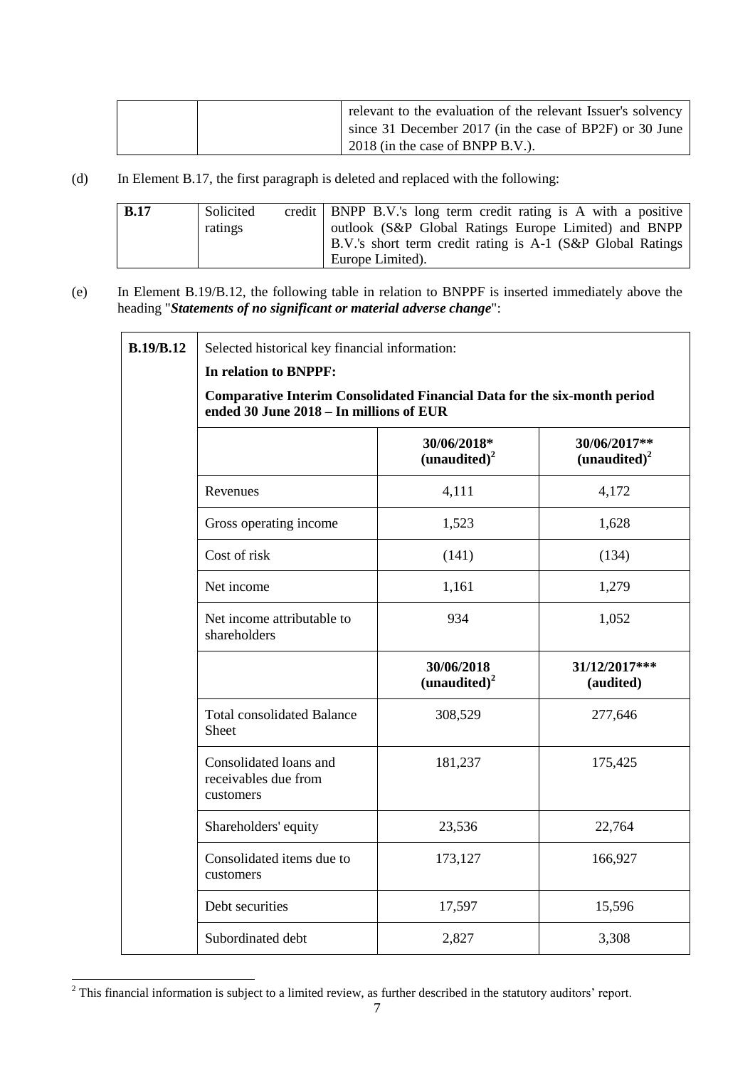| | | relevant to the evaluation of the relevant Issuer's solvency since 31 December 2017 (in the case of BP2F) or 30 June 2018 (in the case of BNPP B.V.). |
|---|---|---|

(d) In Element B.17, the first paragraph is deleted and replaced with the following:

| **B.17** | Solicited credit ratings | BNPP B.V.'s long term credit rating is A with a positive outlook (S&P Global Ratings Europe Limited) and BNPP B.V.'s short term credit rating is A-1 (S&P Global Ratings Europe Limited). |
|---|---|---|

(e) In Element B.19/B.12, the following table in relation to BNPPF is inserted immediately above the heading "***Statements of no significant or material adverse change***":

| **B.19/B.12** | Selected historical key financial information:<br>**In relation to BNPPF:**<br>**Comparative Interim Consolidated Financial Data for the six-month period ended 30 June 2018 – In millions of EUR** | | |
|---|---|---|---|
| | | **30/06/2018* (unaudited)[2]** | **30/06/2017** (unaudited)[2]** |
| | Revenues | 4,111 | 4,172 |
| | Gross operating income | 1,523 | 1,628 |
| | Cost of risk | (141) | (134) |
| | Net income | 1,161 | 1,279 |
| | Net income attributable to shareholders | 934 | 1,052 |
| | | **30/06/2018 (unaudited)[2]** | **31/12/2017*** (audited)** |
| | Total consolidated Balance Sheet | 308,529 | 277,646 |
| | Consolidated loans and receivables due from customers | 181,237 | 175,425 |
| | Shareholders' equity | 23,536 | 22,764 |
| | Consolidated items due to customers | 173,127 | 166,927 |
| | Debt securities | 17,597 | 15,596 |
| | Subordinated debt | 2,827 | 3,308 |

[2] This financial information is subject to a limited review, as further described in the statutory auditors' report.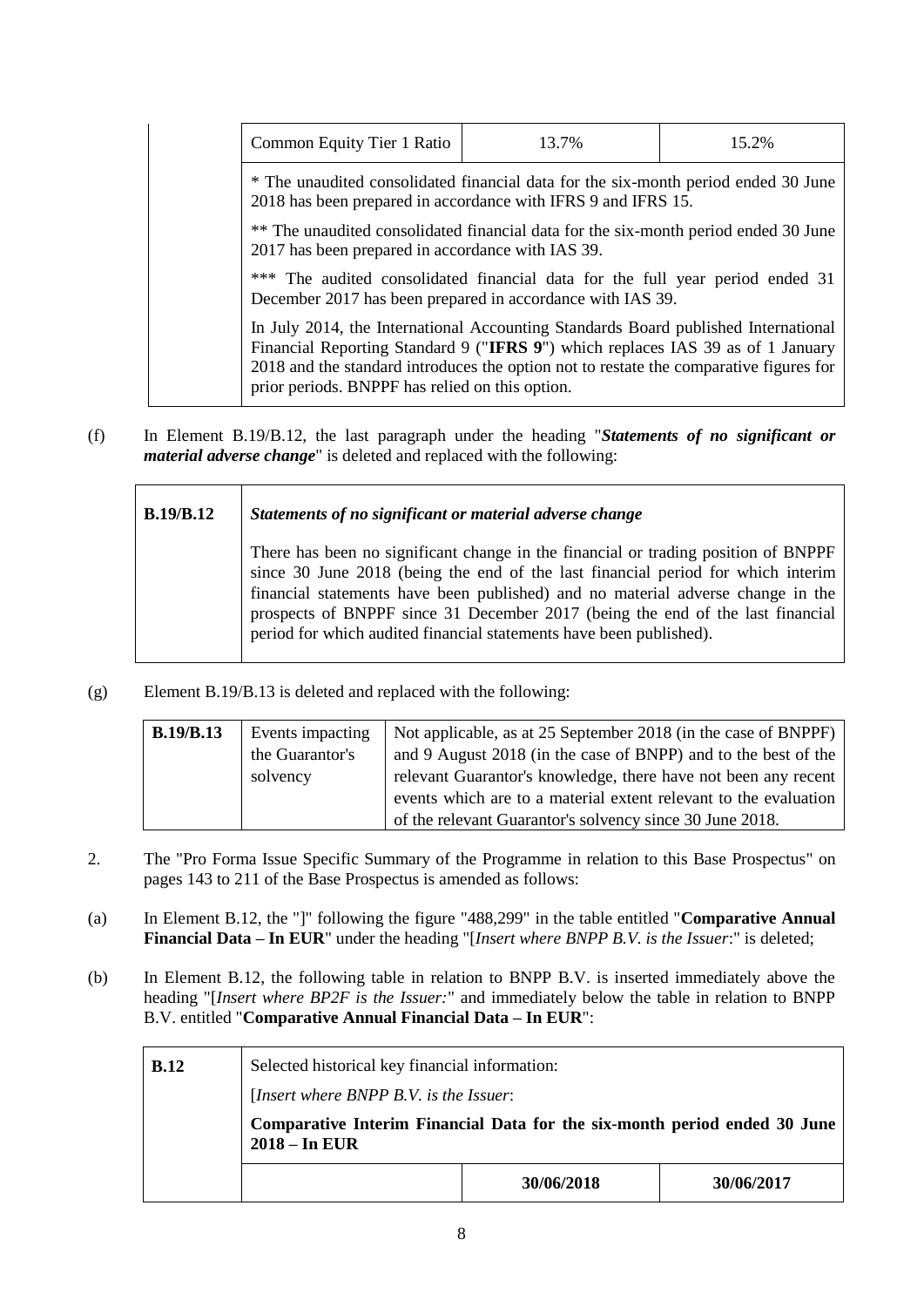| | Common Equity Tier 1 Ratio | 13.7% | 15.2% |
|---|---|---|---|
| | * The unaudited consolidated financial data for the six-month period ended 30 June 2018 has been prepared in accordance with IFRS 9 and IFRS 15. | | |
| | ** The unaudited consolidated financial data for the six-month period ended 30 June 2017 has been prepared in accordance with IAS 39. | | |
| | *** The audited consolidated financial data for the full year period ended 31 December 2017 has been prepared in accordance with IAS 39. | | |
| | In July 2014, the International Accounting Standards Board published International Financial Reporting Standard 9 ("**IFRS 9**") which replaces IAS 39 as of 1 January 2018 and the standard introduces the option not to restate the comparative figures for prior periods. BNPPF has relied on this option. | | |

(f) In Element B.19/B.12, the last paragraph under the heading "***Statements of no significant or material adverse change***" is deleted and replaced with the following:

| **B.19/B.12** | ***Statements of no significant or material adverse change*** |
|---|---|
| | There has been no significant change in the financial or trading position of BNPPF since 30 June 2018 (being the end of the last financial period for which interim financial statements have been published) and no material adverse change in the prospects of BNPPF since 31 December 2017 (being the end of the last financial period for which audited financial statements have been published). |

(g) Element B.19/B.13 is deleted and replaced with the following:

| **B.19/B.13** | Events impacting the Guarantor's solvency | Not applicable, as at 25 September 2018 (in the case of BNPPF) and 9 August 2018 (in the case of BNPP) and to the best of the relevant Guarantor's knowledge, there have not been any recent events which are to a material extent relevant to the evaluation of the relevant Guarantor's solvency since 30 June 2018. |
|---|---|---|

2. The "Pro Forma Issue Specific Summary of the Programme in relation to this Base Prospectus" on pages 143 to 211 of the Base Prospectus is amended as follows:

(a) In Element B.12, the "]" following the figure "488,299" in the table entitled "**Comparative Annual Financial Data – In EUR**" under the heading "[*Insert where BNPP B.V. is the Issuer*:" is deleted;

(b) In Element B.12, the following table in relation to BNPP B.V. is inserted immediately above the heading "[*Insert where BP2F is the Issuer:*" and immediately below the table in relation to BNPP B.V. entitled "**Comparative Annual Financial Data – In EUR**":

| **B.12** | Selected historical key financial information: | | |
|---|---|---|---|
| | [*Insert where BNPP B.V. is the Issuer*: | | |
| | **Comparative Interim Financial Data for the six-month period ended 30 June 2018 – In EUR** | | |
| | | **30/06/2018** | **30/06/2017** |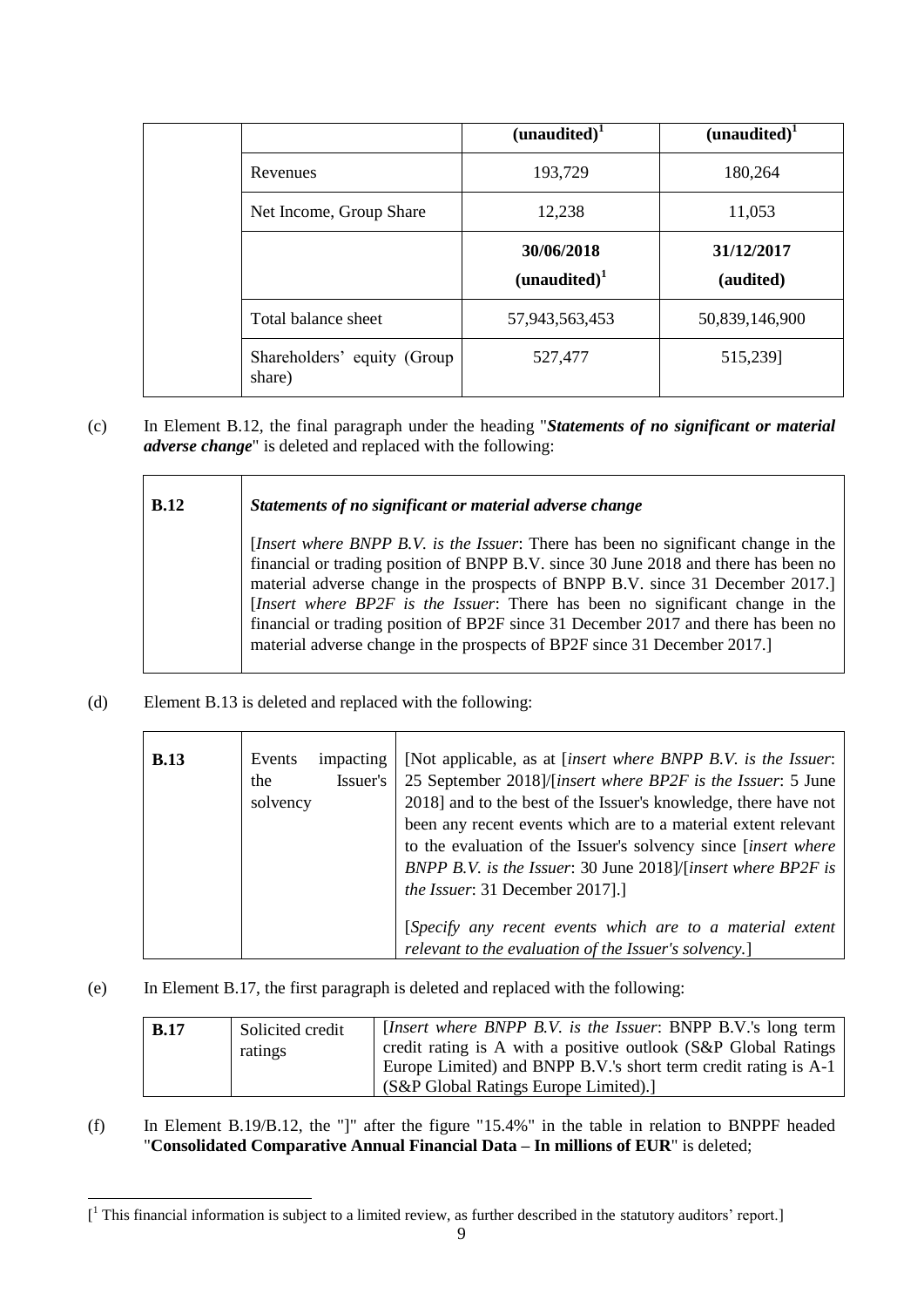| | | (unaudited)[1] | (unaudited)[1] |
|---|---|---|---|
| | Revenues | 193,729 | 180,264 |
| | Net Income, Group Share | 12,238 | 11,053 |
| | | 30/06/2018 (unaudited)[1] | 31/12/2017 (audited) |
| | Total balance sheet | 57,943,563,453 | 50,839,146,900 |
| | Shareholders' equity (Group share) | 527,477 | 515,239] |

(c) In Element B.12, the final paragraph under the heading "***Statements of no significant or material adverse change***" is deleted and replaced with the following:

| **B.12** | ***Statements of no significant or material adverse change***<br><br>[*Insert where BNPP B.V. is the Issuer*: There has been no significant change in the financial or trading position of BNPP B.V. since 30 June 2018 and there has been no material adverse change in the prospects of BNPP B.V. since 31 December 2017.] [*Insert where BP2F is the Issuer*: There has been no significant change in the financial or trading position of BP2F since 31 December 2017 and there has been no material adverse change in the prospects of BP2F since 31 December 2017.] |
|---|---|

(d) Element B.13 is deleted and replaced with the following:

| **B.13** | Events impacting the Issuer's solvency | [Not applicable, as at [*insert where BNPP B.V. is the Issuer*: 25 September 2018]/[*insert where BP2F is the Issuer*: 5 June 2018] and to the best of the Issuer's knowledge, there have not been any recent events which are to a material extent relevant to the evaluation of the Issuer's solvency since [*insert where BNPP B.V. is the Issuer*: 30 June 2018]/[*insert where BP2F is the Issuer*: 31 December 2017].]<br><br>[*Specify any recent events which are to a material extent relevant to the evaluation of the Issuer's solvency.*] |
|---|---|---|

(e) In Element B.17, the first paragraph is deleted and replaced with the following:

| **B.17** | Solicited credit ratings | [*Insert where BNPP B.V. is the Issuer*: BNPP B.V.'s long term credit rating is A with a positive outlook (S&P Global Ratings Europe Limited) and BNPP B.V.'s short term credit rating is A-1 (S&P Global Ratings Europe Limited).] |
|---|---|---|

(f) In Element B.19/B.12, the "]" after the figure "15.4%" in the table in relation to BNPPF headed "**Consolidated Comparative Annual Financial Data – In millions of EUR**" is deleted;

[[1] This financial information is subject to a limited review, as further described in the statutory auditors' report.]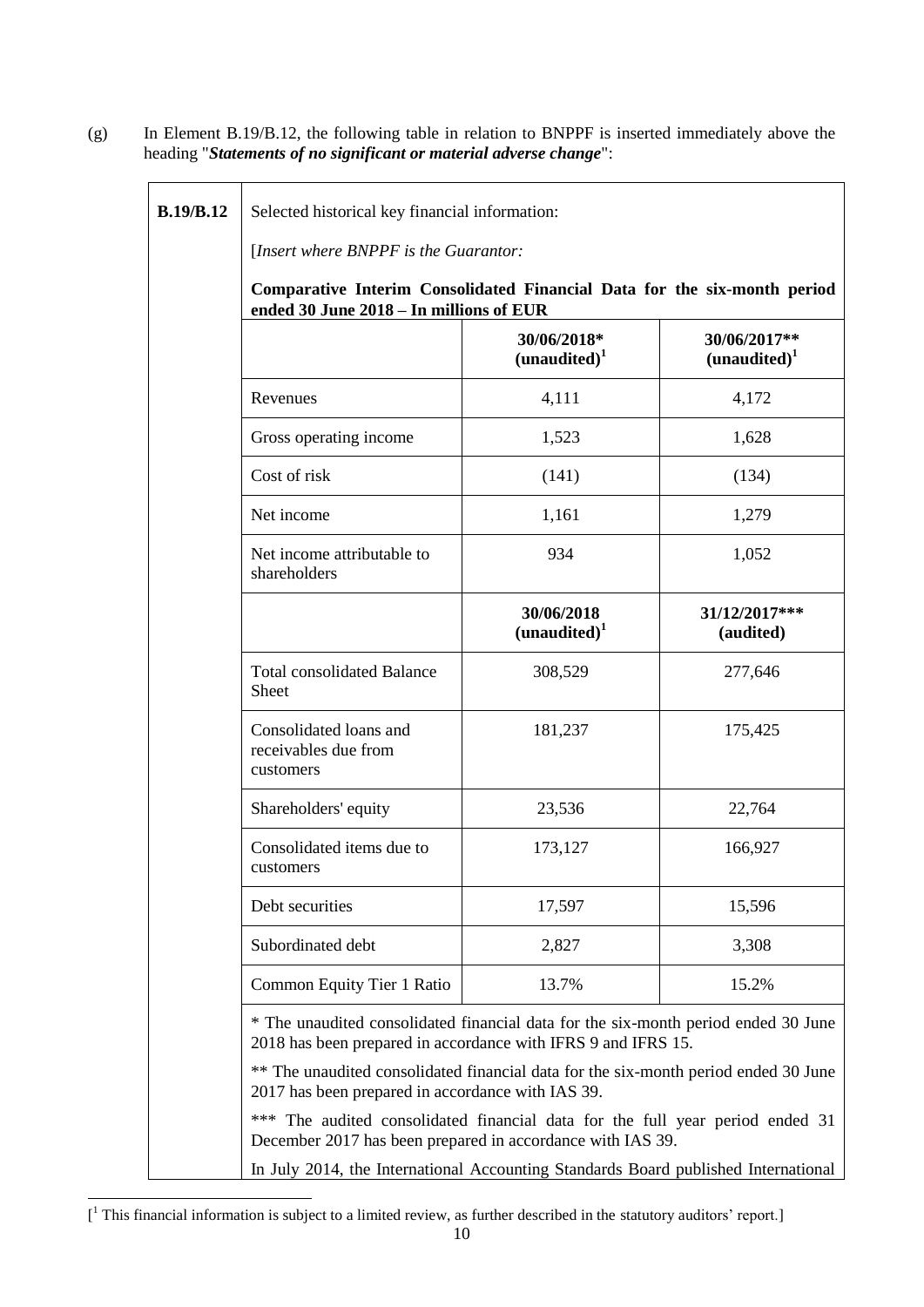(g) In Element B.19/B.12, the following table in relation to BNPPF is inserted immediately above the heading "***Statements of no significant or material adverse change***":

| B.19/B.12 | Selected historical key financial information: | | |
|---|---|---|---|
| | [*Insert where BNPPF is the Guarantor:* | | |
| | **Comparative Interim Consolidated Financial Data for the six-month period ended 30 June 2018 – In millions of EUR** | | |
| | | **30/06/2018* (unaudited)[1]** | **30/06/2017** (unaudited)[1]** |
| | Revenues | 4,111 | 4,172 |
| | Gross operating income | 1,523 | 1,628 |
| | Cost of risk | (141) | (134) |
| | Net income | 1,161 | 1,279 |
| | Net income attributable to shareholders | 934 | 1,052 |
| | | **30/06/2018 (unaudited)[1]** | **31/12/2017*** (audited)** |
| | Total consolidated Balance Sheet | 308,529 | 277,646 |
| | Consolidated loans and receivables due from customers | 181,237 | 175,425 |
| | Shareholders' equity | 23,536 | 22,764 |
| | Consolidated items due to customers | 173,127 | 166,927 |
| | Debt securities | 17,597 | 15,596 |
| | Subordinated debt | 2,827 | 3,308 |
| | Common Equity Tier 1 Ratio | 13.7% | 15.2% |
| | * The unaudited consolidated financial data for the six-month period ended 30 June 2018 has been prepared in accordance with IFRS 9 and IFRS 15. | | |
| | ** The unaudited consolidated financial data for the six-month period ended 30 June 2017 has been prepared in accordance with IAS 39. | | |
| | *** The audited consolidated financial data for the full year period ended 31 December 2017 has been prepared in accordance with IAS 39. | | |
| | In July 2014, the International Accounting Standards Board published International | | |

[[1] This financial information is subject to a limited review, as further described in the statutory auditors' report.]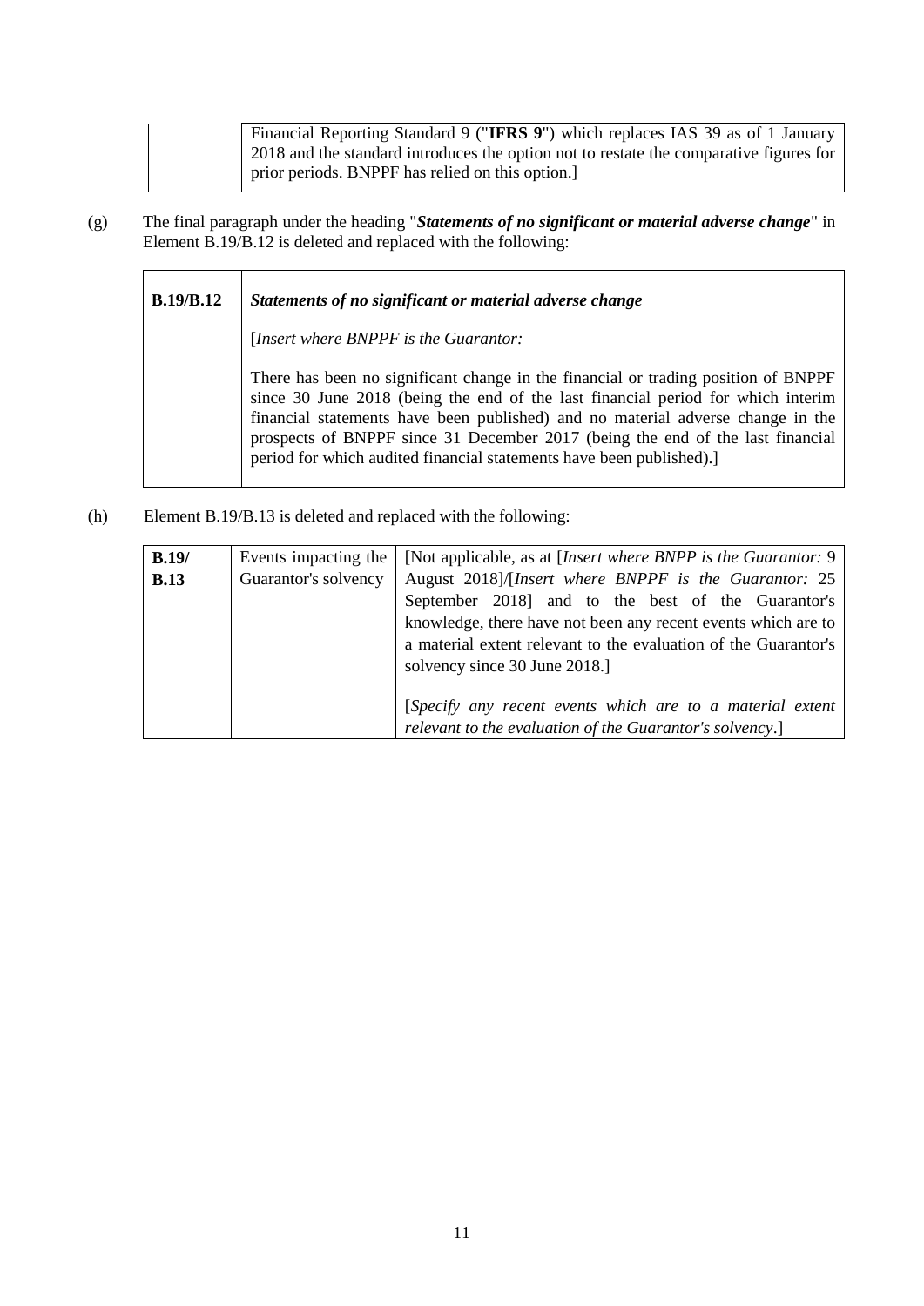| | Financial Reporting Standard 9 ("**IFRS 9**") which replaces IAS 39 as of 1 January 2018 and the standard introduces the option not to restate the comparative figures for prior periods. BNPPF has relied on this option.] |
|---|---|

(g) The final paragraph under the heading "***Statements of no significant or material adverse change***" in Element B.19/B.12 is deleted and replaced with the following:

| **B.19/B.12** | ***Statements of no significant or material adverse change***<br><br>[*Insert where BNPPF is the Guarantor:*<br><br>There has been no significant change in the financial or trading position of BNPPF since 30 June 2018 (being the end of the last financial period for which interim financial statements have been published) and no material adverse change in the prospects of BNPPF since 31 December 2017 (being the end of the last financial period for which audited financial statements have been published).] |
|---|---|

(h) Element B.19/B.13 is deleted and replaced with the following:

| **B.19/ B.13** | Events impacting the Guarantor's solvency | [Not applicable, as at [*Insert where BNPP is the Guarantor:* 9 August 2018]/[*Insert where BNPPF is the Guarantor:* 25 September 2018] and to the best of the Guarantor's knowledge, there have not been any recent events which are to a material extent relevant to the evaluation of the Guarantor's solvency since 30 June 2018.]<br><br>[*Specify any recent events which are to a material extent relevant to the evaluation of the Guarantor's solvency*.] |
|---|---|---|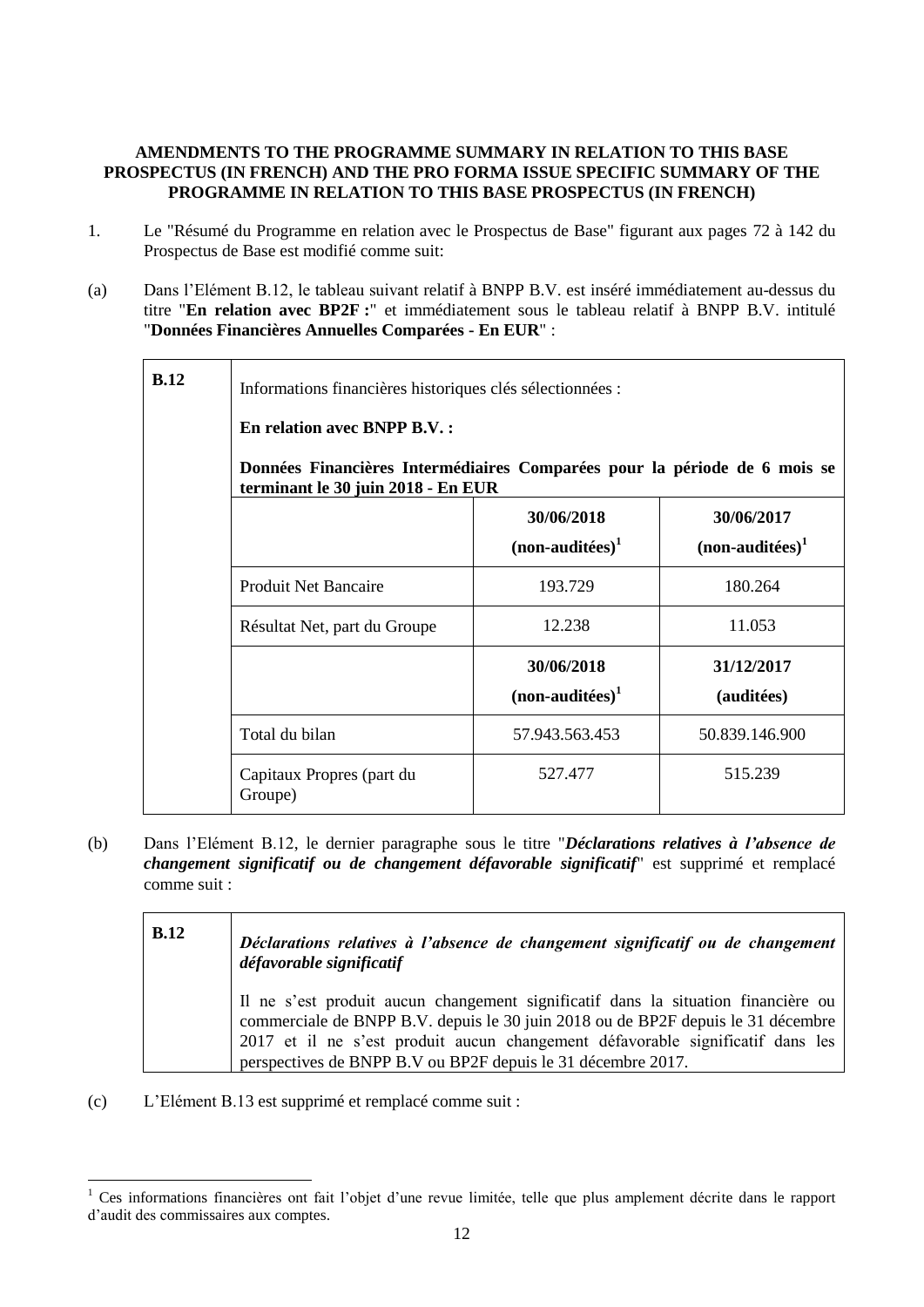**AMENDMENTS TO THE PROGRAMME SUMMARY IN RELATION TO THIS BASE PROSPECTUS (IN FRENCH) AND THE PRO FORMA ISSUE SPECIFIC SUMMARY OF THE PROGRAMME IN RELATION TO THIS BASE PROSPECTUS (IN FRENCH)**

1. Le "Résumé du Programme en relation avec le Prospectus de Base" figurant aux pages 72 à 142 du Prospectus de Base est modifié comme suit:

(a) Dans l'Elément B.12, le tableau suivant relatif à BNPP B.V. est inséré immédiatement au-dessus du titre "**En relation avec BP2F :**" et immédiatement sous le tableau relatif à BNPP B.V. intitulé "**Données Financières Annuelles Comparées - En EUR**" :

| **B.12** | Informations financières historiques clés sélectionnées :<br><br>**En relation avec BNPP B.V. :**<br><br>**Données Financières Intermédiaires Comparées pour la période de 6 mois se terminant le 30 juin 2018 - En EUR** | | |
|---|---|---|---|
| | | **30/06/2018 (non-auditées)**[1] | **30/06/2017 (non-auditées)**[1] |
| | Produit Net Bancaire | 193.729 | 180.264 |
| | Résultat Net, part du Groupe | 12.238 | 11.053 |
| | | **30/06/2018 (non-auditées)**[1] | **31/12/2017 (auditées)** |
| | Total du bilan | 57.943.563.453 | 50.839.146.900 |
| | Capitaux Propres (part du Groupe) | 527.477 | 515.239 |

(b) Dans l'Elément B.12, le dernier paragraphe sous le titre "***Déclarations relatives à l'absence de changement significatif ou de changement défavorable significatif***" est supprimé et remplacé comme suit :

| **B.12** | ***Déclarations relatives à l'absence de changement significatif ou de changement défavorable significatif***<br><br>Il ne s'est produit aucun changement significatif dans la situation financière ou commerciale de BNPP B.V. depuis le 30 juin 2018 ou de BP2F depuis le 31 décembre 2017 et il ne s'est produit aucun changement défavorable significatif dans les perspectives de BNPP B.V ou BP2F depuis le 31 décembre 2017. |
|---|---|

(c) L'Elément B.13 est supprimé et remplacé comme suit :

[1] Ces informations financières ont fait l'objet d'une revue limitée, telle que plus amplement décrite dans le rapport d'audit des commissaires aux comptes.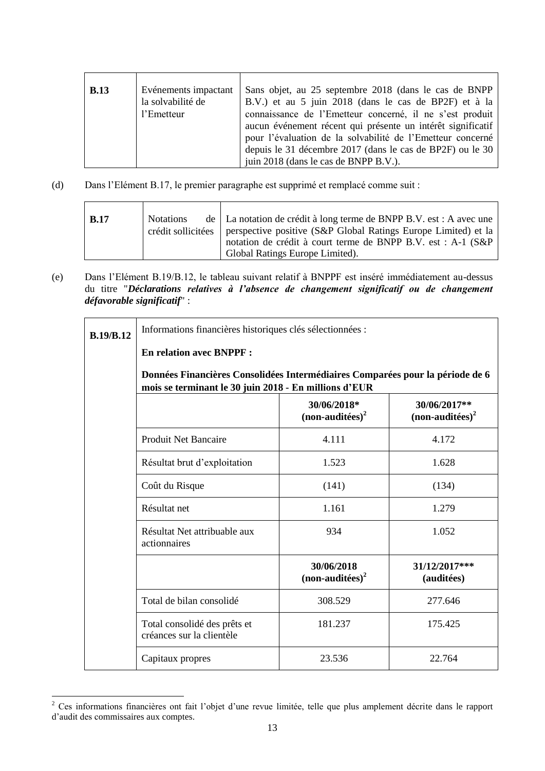| **B.13** | Evénements impactant la solvabilité de l'Emetteur | Sans objet, au 25 septembre 2018 (dans le cas de BNPP B.V.) et au 5 juin 2018 (dans le cas de BP2F) et à la connaissance de l'Emetteur concerné, il ne s'est produit aucun événement récent qui présente un intérêt significatif pour l'évaluation de la solvabilité de l'Emetteur concerné depuis le 31 décembre 2017 (dans le cas de BP2F) ou le 30 juin 2018 (dans le cas de BNPP B.V.). |
|---|---|---|

(d) Dans l'Elément B.17, le premier paragraphe est supprimé et remplacé comme suit :

| **B.17** | Notations de crédit sollicitées | La notation de crédit à long terme de BNPP B.V. est : A avec une perspective positive (S&P Global Ratings Europe Limited) et la notation de crédit à court terme de BNPP B.V. est : A-1 (S&P Global Ratings Europe Limited). |
|---|---|---|

(e) Dans l'Elément B.19/B.12, le tableau suivant relatif à BNPPF est inséré immédiatement au-dessus du titre "***Déclarations relatives à l'absence de changement significatif ou de changement défavorable significatif***" :

| **B.19/B.12** | Informations financières historiques clés sélectionnées : **En relation avec BNPPF :** **Données Financières Consolidées Intermédiaires Comparées pour la période de 6 mois se terminant le 30 juin 2018 - En millions d'EUR** | | |
|---|---|---|---|
| | | **30/06/2018\* (non-auditées)[2]** | **30/06/2017\*\* (non-auditées)[2]** |
| | Produit Net Bancaire | 4.111 | 4.172 |
| | Résultat brut d'exploitation | 1.523 | 1.628 |
| | Coût du Risque | (141) | (134) |
| | Résultat net | 1.161 | 1.279 |
| | Résultat Net attribuable aux actionnaires | 934 | 1.052 |
| | | **30/06/2018 (non-auditées)[2]** | **31/12/2017\*\*\* (auditées)** |
| | Total de bilan consolidé | 308.529 | 277.646 |
| | Total consolidé des prêts et créances sur la clientèle | 181.237 | 175.425 |
| | Capitaux propres | 23.536 | 22.764 |

[2] Ces informations financières ont fait l'objet d'une revue limitée, telle que plus amplement décrite dans le rapport d'audit des commissaires aux comptes.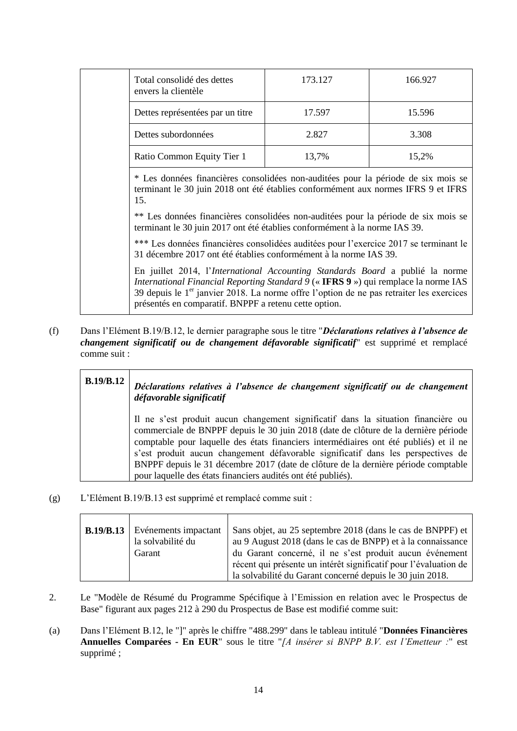| | | | |
|---|---|---|---|
| | Total consolidé des dettes envers la clientèle | 173.127 | 166.927 |
| | Dettes représentées par un titre | 17.597 | 15.596 |
| | Dettes subordonnées | 2.827 | 3.308 |
| | Ratio Common Equity Tier 1 | 13,7% | 15,2% |
| | * Les données financières consolidées non-auditées pour la période de six mois se terminant le 30 juin 2018 ont été établies conformément aux normes IFRS 9 et IFRS 15.<br><br>** Les données financières consolidées non-auditées pour la période de six mois se terminant le 30 juin 2017 ont été établies conformément à la norme IAS 39.<br><br>*** Les données financières consolidées auditées pour l'exercice 2017 se terminant le 31 décembre 2017 ont été établies conformément à la norme IAS 39.<br><br>En juillet 2014, l'*International Accounting Standards Board* a publié la norme *International Financial Reporting Standard 9* (« **IFRS 9** ») qui remplace la norme IAS 39 depuis le 1er janvier 2018. La norme offre l'option de ne pas retraiter les exercices présentés en comparatif. BNPPF a retenu cette option. | | |

(f) Dans l'Elément B.19/B.12, le dernier paragraphe sous le titre "***Déclarations relatives à l'absence de changement significatif ou de changement défavorable significatif***" est supprimé et remplacé comme suit :

| | |
|---|---|
| **B.19/B.12** | ***Déclarations relatives à l'absence de changement significatif ou de changement défavorable significatif***<br><br>Il ne s'est produit aucun changement significatif dans la situation financière ou commerciale de BNPPF depuis le 30 juin 2018 (date de clôture de la dernière période comptable pour laquelle des états financiers intermédiaires ont été publiés) et il ne s'est produit aucun changement défavorable significatif dans les perspectives de BNPPF depuis le 31 décembre 2017 (date de clôture de la dernière période comptable pour laquelle des états financiers audités ont été publiés). |

(g) L'Elément B.19/B.13 est supprimé et remplacé comme suit :

| | | |
|---|---|---|
| **B.19/B.13** | Evénements impactant la solvabilité du Garant | Sans objet, au 25 septembre 2018 (dans le cas de BNPPF) et au 9 August 2018 (dans le cas de BNPP) et à la connaissance du Garant concerné, il ne s'est produit aucun événement récent qui présente un intérêt significatif pour l'évaluation de la solvabilité du Garant concerné depuis le 30 juin 2018. |

2. Le "Modèle de Résumé du Programme Spécifique à l'Emission en relation avec le Prospectus de Base" figurant aux pages 212 à 290 du Prospectus de Base est modifié comme suit:

(a) Dans l'Elément B.12, le "]" après le chiffre "488.299" dans le tableau intitulé "**Données Financières Annuelles Comparées - En EUR**" sous le titre "*[A insérer si BNPP B.V. est l'Emetteur :*" est supprimé ;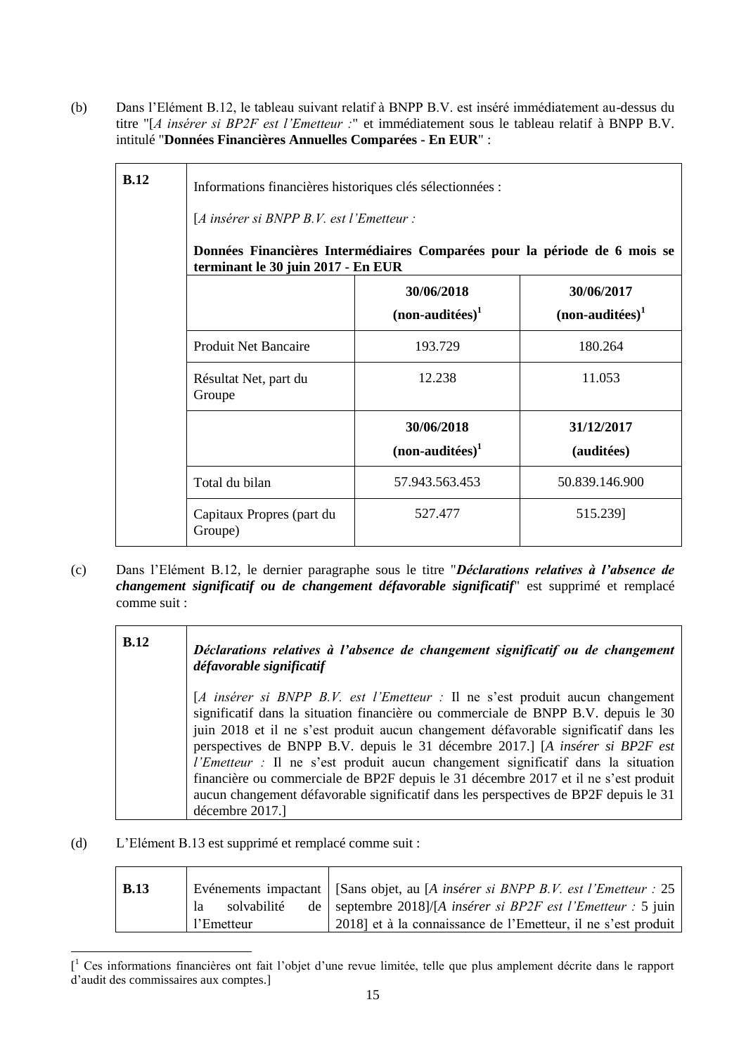(b) Dans l'Elément B.12, le tableau suivant relatif à BNPP B.V. est inséré immédiatement au-dessus du titre "[*A insérer si BP2F est l'Emetteur :*" et immédiatement sous le tableau relatif à BNPP B.V. intitulé "**Données Financières Annuelles Comparées - En EUR**" :

| **B.12** | Informations financières historiques clés sélectionnées :<br><br>[*A insérer si BNPP B.V. est l'Emetteur :*<br><br>**Données Financières Intermédiaires Comparées pour la période de 6 mois se terminant le 30 juin 2017 - En EUR** | | |
|---|---|---|---|
| | | **30/06/2018 (non-auditées)[1]** | **30/06/2017 (non-auditées)[1]** |
| | Produit Net Bancaire | 193.729 | 180.264 |
| | Résultat Net, part du Groupe | 12.238 | 11.053 |
| | | **30/06/2018 (non-auditées)[1]** | **31/12/2017 (auditées)** |
| | Total du bilan | 57.943.563.453 | 50.839.146.900 |
| | Capitaux Propres (part du Groupe) | 527.477 | 515.239] |

(c) Dans l'Elément B.12, le dernier paragraphe sous le titre "***Déclarations relatives à l'absence de changement significatif ou de changement défavorable significatif***" est supprimé et remplacé comme suit :

| **B.12** | ***Déclarations relatives à l'absence de changement significatif ou de changement défavorable significatif***<br><br>[*A insérer si BNPP B.V. est l'Emetteur :* Il ne s'est produit aucun changement significatif dans la situation financière ou commerciale de BNPP B.V. depuis le 30 juin 2018 et il ne s'est produit aucun changement défavorable significatif dans les perspectives de BNPP B.V. depuis le 31 décembre 2017.] [*A insérer si BP2F est l'Emetteur :* Il ne s'est produit aucun changement significatif dans la situation financière ou commerciale de BP2F depuis le 31 décembre 2017 et il ne s'est produit aucun changement défavorable significatif dans les perspectives de BP2F depuis le 31 décembre 2017.] |
|---|---|

(d) L'Elément B.13 est supprimé et remplacé comme suit :

| **B.13** | Evénements impactant la solvabilité de l'Emetteur | [Sans objet, au [*A insérer si BNPP B.V. est l'Emetteur :* 25 septembre 2018]/[*A insérer si BP2F est l'Emetteur :* 5 juin 2018] et à la connaissance de l'Emetteur, il ne s'est produit |
|---|---|---|

[[1] Ces informations financières ont fait l'objet d'une revue limitée, telle que plus amplement décrite dans le rapport d'audit des commissaires aux comptes.]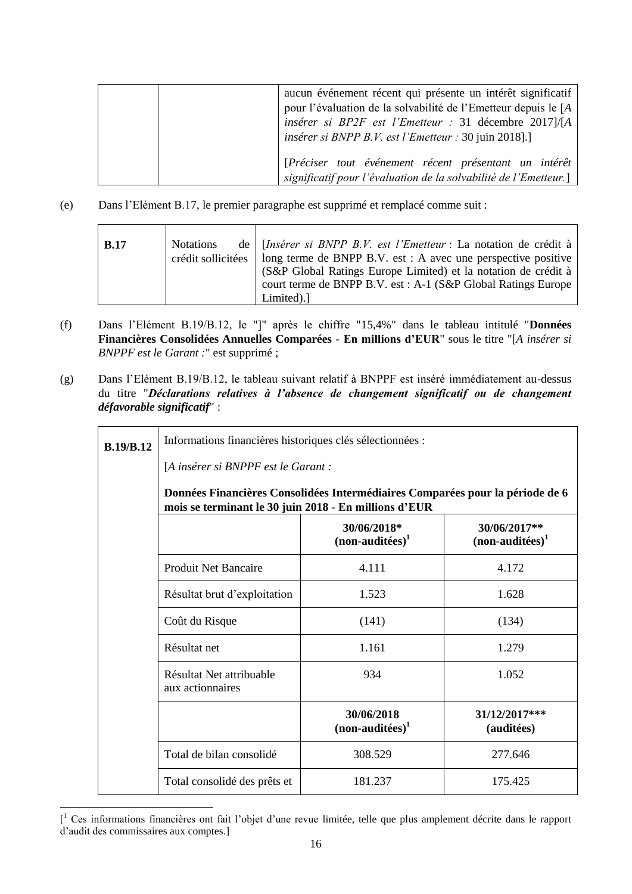| | | aucun événement récent qui présente un intérêt significatif pour l'évaluation de la solvabilité de l'Emetteur depuis le [*A insérer si BP2F est l'Emetteur :* 31 décembre 2017]/[*A insérer si BNPP B.V. est l'Emetteur :* 30 juin 2018].]<br><br>[*Préciser tout événement récent présentant un intérêt significatif pour l'évaluation de la solvabilité de l'Emetteur.*] |
|---|---|---|

(e) Dans l'Elément B.17, le premier paragraphe est supprimé et remplacé comme suit :

| **B.17** | Notations de crédit sollicitées | [*Insérer si BNPP B.V. est l'Emetteur* : La notation de crédit à long terme de BNPP B.V. est : A avec une perspective positive (S&P Global Ratings Europe Limited) et la notation de crédit à court terme de BNPP B.V. est : A-1 (S&P Global Ratings Europe Limited).] |
|---|---|---|

(f) Dans l'Elément B.19/B.12, le "]" après le chiffre "15,4%" dans le tableau intitulé "**Données Financières Consolidées Annuelles Comparées - En millions d'EUR**" sous le titre "[*A insérer si BNPPF est le Garant :*" est supprimé ;

(g) Dans l'Elément B.19/B.12, le tableau suivant relatif à BNPPF est inséré immédiatement au-dessus du titre "***Déclarations relatives à l'absence de changement significatif ou de changement défavorable significatif***" :

| **B.19/B.12** | Informations financières historiques clés sélectionnées :<br><br>[*A insérer si BNPPF est le Garant :*<br><br>**Données Financières Consolidées Intermédiaires Comparées pour la période de 6 mois se terminant le 30 juin 2018 - En millions d'EUR** | | |
|---|---|---|---|
| | | **30/06/2018\***<br>**(non-auditées)[1]** | **30/06/2017\*\***<br>**(non-auditées)[1]** |
| | Produit Net Bancaire | 4.111 | 4.172 |
| | Résultat brut d'exploitation | 1.523 | 1.628 |
| | Coût du Risque | (141) | (134) |
| | Résultat net | 1.161 | 1.279 |
| | Résultat Net attribuable aux actionnaires | 934 | 1.052 |
| | | **30/06/2018**<br>**(non-auditées)[1]** | **31/12/2017\*\*\***<br>**(auditées)** |
| | Total de bilan consolidé | 308.529 | 277.646 |
| | Total consolidé des prêts et | 181.237 | 175.425 |

[[1] Ces informations financières ont fait l'objet d'une revue limitée, telle que plus amplement décrite dans le rapport d'audit des commissaires aux comptes.]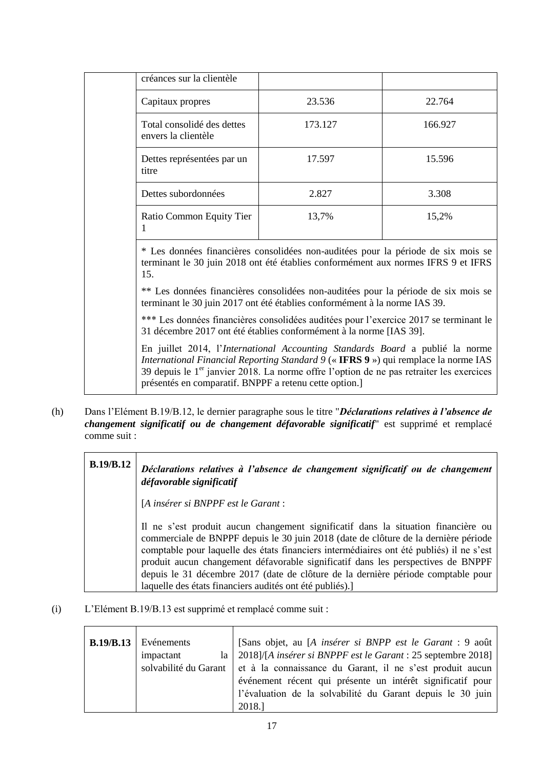| | | | |
|---|---|---|---|
| | créances sur la clientèle | | |
| | Capitaux propres | 23.536 | 22.764 |
| | Total consolidé des dettes envers la clientèle | 173.127 | 166.927 |
| | Dettes représentées par un titre | 17.597 | 15.596 |
| | Dettes subordonnées | 2.827 | 3.308 |
| | Ratio Common Equity Tier 1 | 13,7% | 15,2% |
| | * Les données financières consolidées non-auditées pour la période de six mois se terminant le 30 juin 2018 ont été établies conformément aux normes IFRS 9 et IFRS 15.<br><br>** Les données financières consolidées non-auditées pour la période de six mois se terminant le 30 juin 2017 ont été établies conformément à la norme IAS 39.<br><br>*** Les données financières consolidées auditées pour l'exercice 2017 se terminant le 31 décembre 2017 ont été établies conformément à la norme [IAS 39].<br><br>En juillet 2014, l'*International Accounting Standards Board* a publié la norme *International Financial Reporting Standard 9* (« **IFRS 9** ») qui remplace la norme IAS 39 depuis le 1er janvier 2018. La norme offre l'option de ne pas retraiter les exercices présentés en comparatif. BNPPF a retenu cette option.] | | |

(h) Dans l'Elément B.19/B.12, le dernier paragraphe sous le titre "***Déclarations relatives à l'absence de changement significatif ou de changement défavorable significatif***" est supprimé et remplacé comme suit :

| **B.19/B.12** | ***Déclarations relatives à l'absence de changement significatif ou de changement défavorable significatif*** |
|---|---|
| | [*A insérer si BNPPF est le Garant* :<br><br>Il ne s'est produit aucun changement significatif dans la situation financière ou commerciale de BNPPF depuis le 30 juin 2018 (date de clôture de la dernière période comptable pour laquelle des états financiers intermédiaires ont été publiés) il ne s'est produit aucun changement défavorable significatif dans les perspectives de BNPPF depuis le 31 décembre 2017 (date de clôture de la dernière période comptable pour laquelle des états financiers audités ont été publiés).] |

(i) L'Elément B.19/B.13 est supprimé et remplacé comme suit :

| **B.19/B.13** | Evénements impactant la solvabilité du Garant | [Sans objet, au [*A insérer si BNPP est le Garant* : 9 août 2018]/[*A insérer si BNPPF est le Garant* : 25 septembre 2018] et à la connaissance du Garant, il ne s'est produit aucun événement récent qui présente un intérêt significatif pour l'évaluation de la solvabilité du Garant depuis le 30 juin 2018.] |
|---|---|---|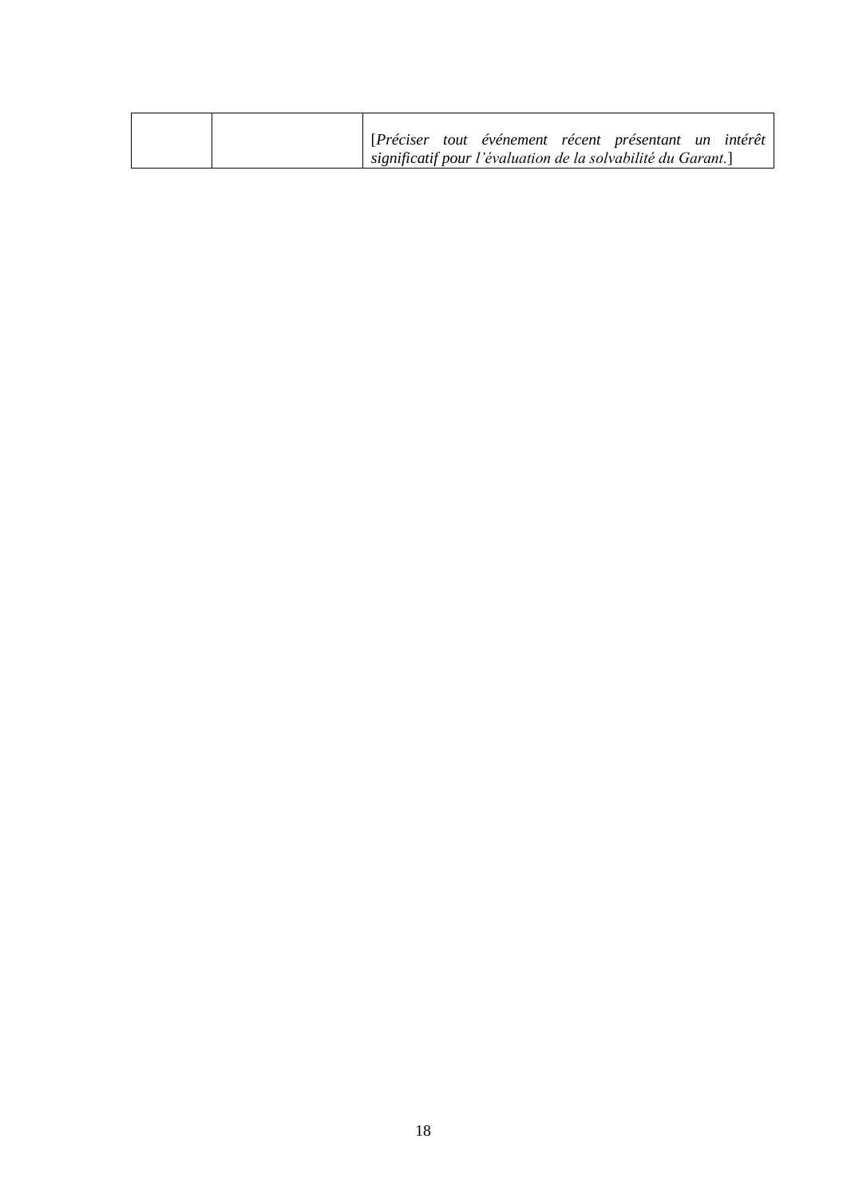| | | |
|---|---|---|
| | | [*Préciser tout événement récent présentant un intérêt significatif pour l'évaluation de la solvabilité du Garant.*] |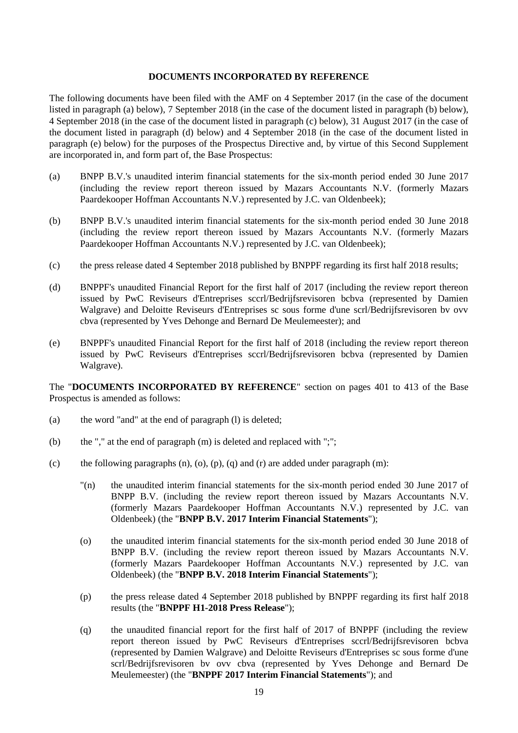## DOCUMENTS INCORPORATED BY REFERENCE

The following documents have been filed with the AMF on 4 September 2017 (in the case of the document listed in paragraph (a) below), 7 September 2018 (in the case of the document listed in paragraph (b) below), 4 September 2018 (in the case of the document listed in paragraph (c) below), 31 August 2017 (in the case of the document listed in paragraph (d) below) and 4 September 2018 (in the case of the document listed in paragraph (e) below) for the purposes of the Prospectus Directive and, by virtue of this Second Supplement are incorporated in, and form part of, the Base Prospectus:

(a) BNPP B.V.'s unaudited interim financial statements for the six-month period ended 30 June 2017 (including the review report thereon issued by Mazars Accountants N.V. (formerly Mazars Paardekooper Hoffman Accountants N.V.) represented by J.C. van Oldenbeek);

(b) BNPP B.V.'s unaudited interim financial statements for the six-month period ended 30 June 2018 (including the review report thereon issued by Mazars Accountants N.V. (formerly Mazars Paardekooper Hoffman Accountants N.V.) represented by J.C. van Oldenbeek);

(c) the press release dated 4 September 2018 published by BNPPF regarding its first half 2018 results;

(d) BNPPF's unaudited Financial Report for the first half of 2017 (including the review report thereon issued by PwC Reviseurs d'Entreprises sccrl/Bedrijfsrevisoren bcbva (represented by Damien Walgrave) and Deloitte Reviseurs d'Entreprises sc sous forme d'une scrl/Bedrijfsrevisoren bv ovv cbva (represented by Yves Dehonge and Bernard De Meulemeester); and

(e) BNPPF's unaudited Financial Report for the first half of 2018 (including the review report thereon issued by PwC Reviseurs d'Entreprises sccrl/Bedrijfsrevisoren bcbva (represented by Damien Walgrave).

The "**DOCUMENTS INCORPORATED BY REFERENCE**" section on pages 401 to 413 of the Base Prospectus is amended as follows:

(a) the word "and" at the end of paragraph (l) is deleted;

(b) the "," at the end of paragraph (m) is deleted and replaced with ";";

(c) the following paragraphs (n), (o), (p), (q) and (r) are added under paragraph (m):

"(n) the unaudited interim financial statements for the six-month period ended 30 June 2017 of BNPP B.V. (including the review report thereon issued by Mazars Accountants N.V. (formerly Mazars Paardekooper Hoffman Accountants N.V.) represented by J.C. van Oldenbeek) (the "**BNPP B.V. 2017 Interim Financial Statements**");

(o) the unaudited interim financial statements for the six-month period ended 30 June 2018 of BNPP B.V. (including the review report thereon issued by Mazars Accountants N.V. (formerly Mazars Paardekooper Hoffman Accountants N.V.) represented by J.C. van Oldenbeek) (the "**BNPP B.V. 2018 Interim Financial Statements**");

(p) the press release dated 4 September 2018 published by BNPPF regarding its first half 2018 results (the "**BNPPF H1-2018 Press Release**");

(q) the unaudited financial report for the first half of 2017 of BNPPF (including the review report thereon issued by PwC Reviseurs d'Entreprises sccrl/Bedrijfsrevisoren bcbva (represented by Damien Walgrave) and Deloitte Reviseurs d'Entreprises sc sous forme d'une scrl/Bedrijfsrevisoren bv ovv cbva (represented by Yves Dehonge and Bernard De Meulemeester) (the "**BNPPF 2017 Interim Financial Statements**"); and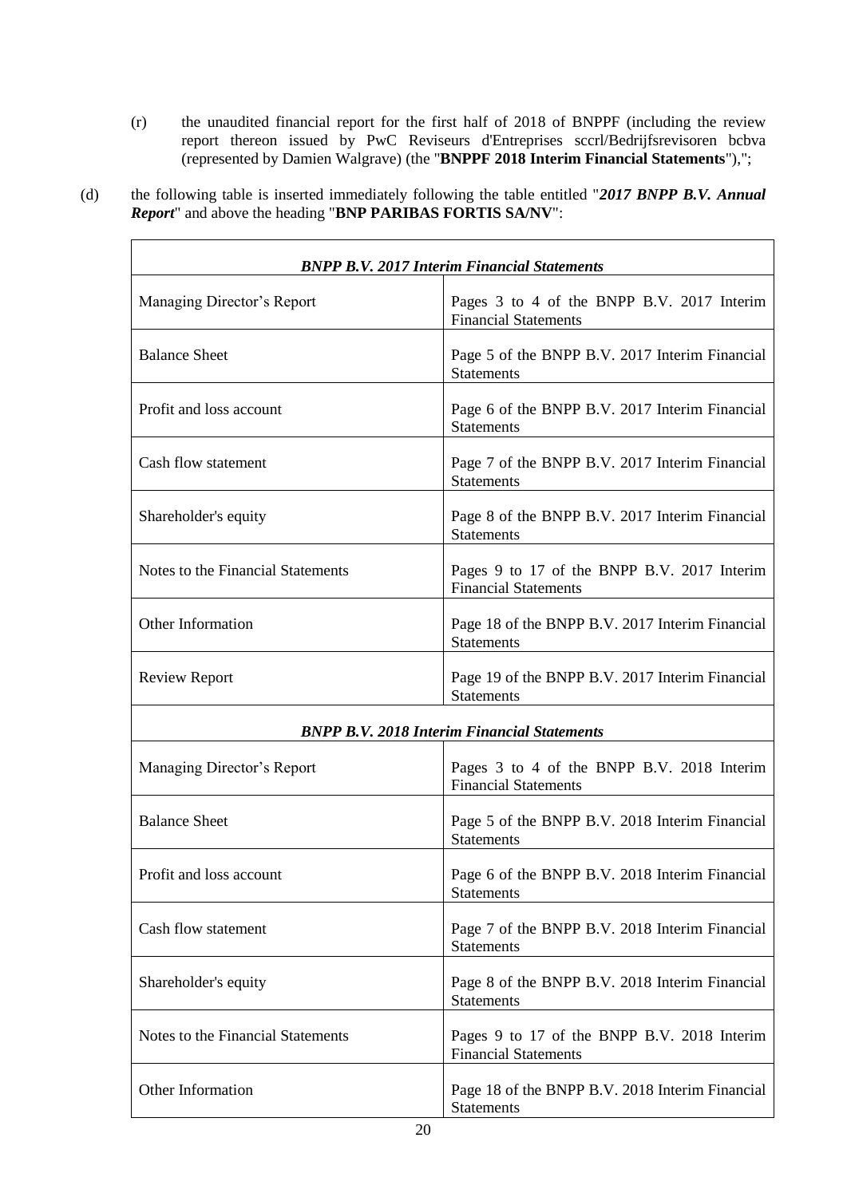(r) the unaudited financial report for the first half of 2018 of BNPPF (including the review report thereon issued by PwC Reviseurs d'Entreprises sccrl/Bedrijfsrevisoren bcbva (represented by Damien Walgrave) (the "**BNPPF 2018 Interim Financial Statements**"),";

(d) the following table is inserted immediately following the table entitled "***2017 BNPP B.V. Annual Report***" and above the heading "**BNP PARIBAS FORTIS SA/NV**":

| ***BNPP B.V. 2017 Interim Financial Statements*** | |
|---|---|
| Managing Director's Report | Pages 3 to 4 of the BNPP B.V. 2017 Interim Financial Statements |
| Balance Sheet | Page 5 of the BNPP B.V. 2017 Interim Financial Statements |
| Profit and loss account | Page 6 of the BNPP B.V. 2017 Interim Financial Statements |
| Cash flow statement | Page 7 of the BNPP B.V. 2017 Interim Financial Statements |
| Shareholder's equity | Page 8 of the BNPP B.V. 2017 Interim Financial Statements |
| Notes to the Financial Statements | Pages 9 to 17 of the BNPP B.V. 2017 Interim Financial Statements |
| Other Information | Page 18 of the BNPP B.V. 2017 Interim Financial Statements |
| Review Report | Page 19 of the BNPP B.V. 2017 Interim Financial Statements |
| ***BNPP B.V. 2018 Interim Financial Statements*** | |
| Managing Director's Report | Pages 3 to 4 of the BNPP B.V. 2018 Interim Financial Statements |
| Balance Sheet | Page 5 of the BNPP B.V. 2018 Interim Financial Statements |
| Profit and loss account | Page 6 of the BNPP B.V. 2018 Interim Financial Statements |
| Cash flow statement | Page 7 of the BNPP B.V. 2018 Interim Financial Statements |
| Shareholder's equity | Page 8 of the BNPP B.V. 2018 Interim Financial Statements |
| Notes to the Financial Statements | Pages 9 to 17 of the BNPP B.V. 2018 Interim Financial Statements |
| Other Information | Page 18 of the BNPP B.V. 2018 Interim Financial Statements |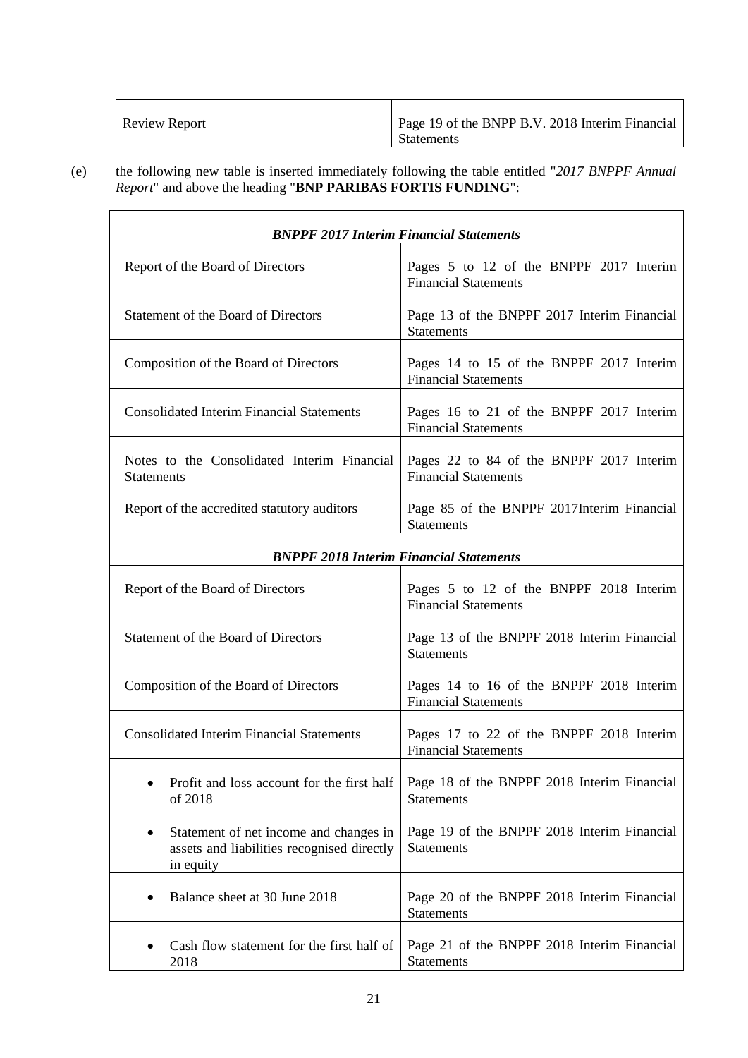| Review Report | Page 19 of the BNPP B.V. 2018 Interim Financial Statements |
|---|---|

(e) the following new table is inserted immediately following the table entitled "*2017 BNPPF Annual Report*" and above the heading "**BNP PARIBAS FORTIS FUNDING**":

| ***BNPPF 2017 Interim Financial Statements*** | |
|---|---|
| Report of the Board of Directors | Pages 5 to 12 of the BNPPF 2017 Interim Financial Statements |
| Statement of the Board of Directors | Page 13 of the BNPPF 2017 Interim Financial Statements |
| Composition of the Board of Directors | Pages 14 to 15 of the BNPPF 2017 Interim Financial Statements |
| Consolidated Interim Financial Statements | Pages 16 to 21 of the BNPPF 2017 Interim Financial Statements |
| Notes to the Consolidated Interim Financial Statements | Pages 22 to 84 of the BNPPF 2017 Interim Financial Statements |
| Report of the accredited statutory auditors | Page 85 of the BNPPF 2017Interim Financial Statements |
| ***BNPPF 2018 Interim Financial Statements*** | |
| Report of the Board of Directors | Pages 5 to 12 of the BNPPF 2018 Interim Financial Statements |
| Statement of the Board of Directors | Page 13 of the BNPPF 2018 Interim Financial Statements |
| Composition of the Board of Directors | Pages 14 to 16 of the BNPPF 2018 Interim Financial Statements |
| Consolidated Interim Financial Statements | Pages 17 to 22 of the BNPPF 2018 Interim Financial Statements |
| • Profit and loss account for the first half of 2018 | Page 18 of the BNPPF 2018 Interim Financial Statements |
| • Statement of net income and changes in assets and liabilities recognised directly in equity | Page 19 of the BNPPF 2018 Interim Financial Statements |
| • Balance sheet at 30 June 2018 | Page 20 of the BNPPF 2018 Interim Financial Statements |
| • Cash flow statement for the first half of 2018 | Page 21 of the BNPPF 2018 Interim Financial Statements |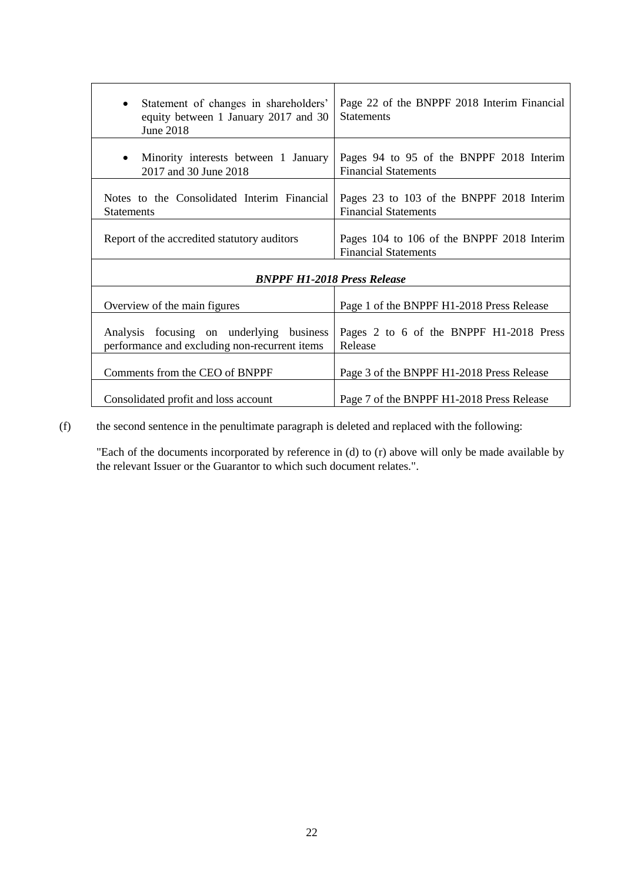| | |
|---|---|
| • Statement of changes in shareholders' equity between 1 January 2017 and 30 June 2018 | Page 22 of the BNPPF 2018 Interim Financial Statements |
| • Minority interests between 1 January 2017 and 30 June 2018 | Pages 94 to 95 of the BNPPF 2018 Interim Financial Statements |
| Notes to the Consolidated Interim Financial Statements | Pages 23 to 103 of the BNPPF 2018 Interim Financial Statements |
| Report of the accredited statutory auditors | Pages 104 to 106 of the BNPPF 2018 Interim Financial Statements |
| ***BNPPF H1-2018 Press Release*** | |
| Overview of the main figures | Page 1 of the BNPPF H1-2018 Press Release |
| Analysis focusing on underlying business performance and excluding non-recurrent items | Pages 2 to 6 of the BNPPF H1-2018 Press Release |
| Comments from the CEO of BNPPF | Page 3 of the BNPPF H1-2018 Press Release |
| Consolidated profit and loss account | Page 7 of the BNPPF H1-2018 Press Release |

(f) the second sentence in the penultimate paragraph is deleted and replaced with the following:

"Each of the documents incorporated by reference in (d) to (r) above will only be made available by the relevant Issuer or the Guarantor to which such document relates.".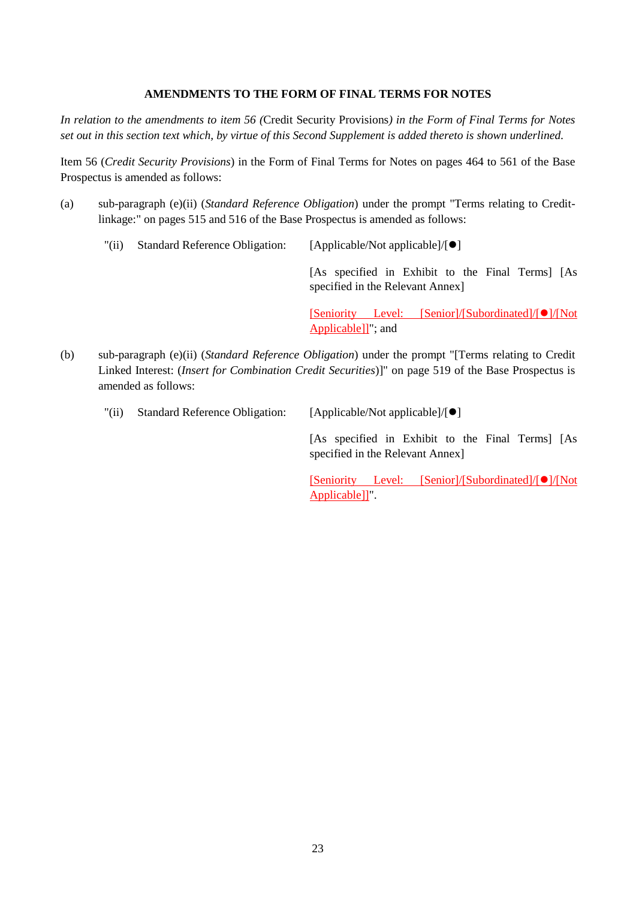**AMENDMENTS TO THE FORM OF FINAL TERMS FOR NOTES**

*In relation to the amendments to item 56 (*Credit Security Provisions*) in the Form of Final Terms for Notes set out in this section text which, by virtue of this Second Supplement is added thereto is shown underlined.*

Item 56 (*Credit Security Provisions*) in the Form of Final Terms for Notes on pages 464 to 561 of the Base Prospectus is amended as follows:

(a) sub-paragraph (e)(ii) (*Standard Reference Obligation*) under the prompt "Terms relating to Credit-linkage:" on pages 515 and 516 of the Base Prospectus is amended as follows:

| | | |
|---|---|---|
| "(ii) | Standard Reference Obligation: | [Applicable/Not applicable]/[●] |
| | | [As specified in Exhibit to the Final Terms] [As specified in the Relevant Annex] |
| | | <u>[Seniority Level: [Senior]/[Subordinated]/[●]/[Not Applicable]]</u>"; and |

(b) sub-paragraph (e)(ii) (*Standard Reference Obligation*) under the prompt "[Terms relating to Credit Linked Interest: (*Insert for Combination Credit Securities*)]" on page 519 of the Base Prospectus is amended as follows:

| | | |
|---|---|---|
| "(ii) | Standard Reference Obligation: | [Applicable/Not applicable]/[●] |
| | | [As specified in Exhibit to the Final Terms] [As specified in the Relevant Annex] |
| | | <u>[Seniority Level: [Senior]/[Subordinated]/[●]/[Not Applicable]]</u>". |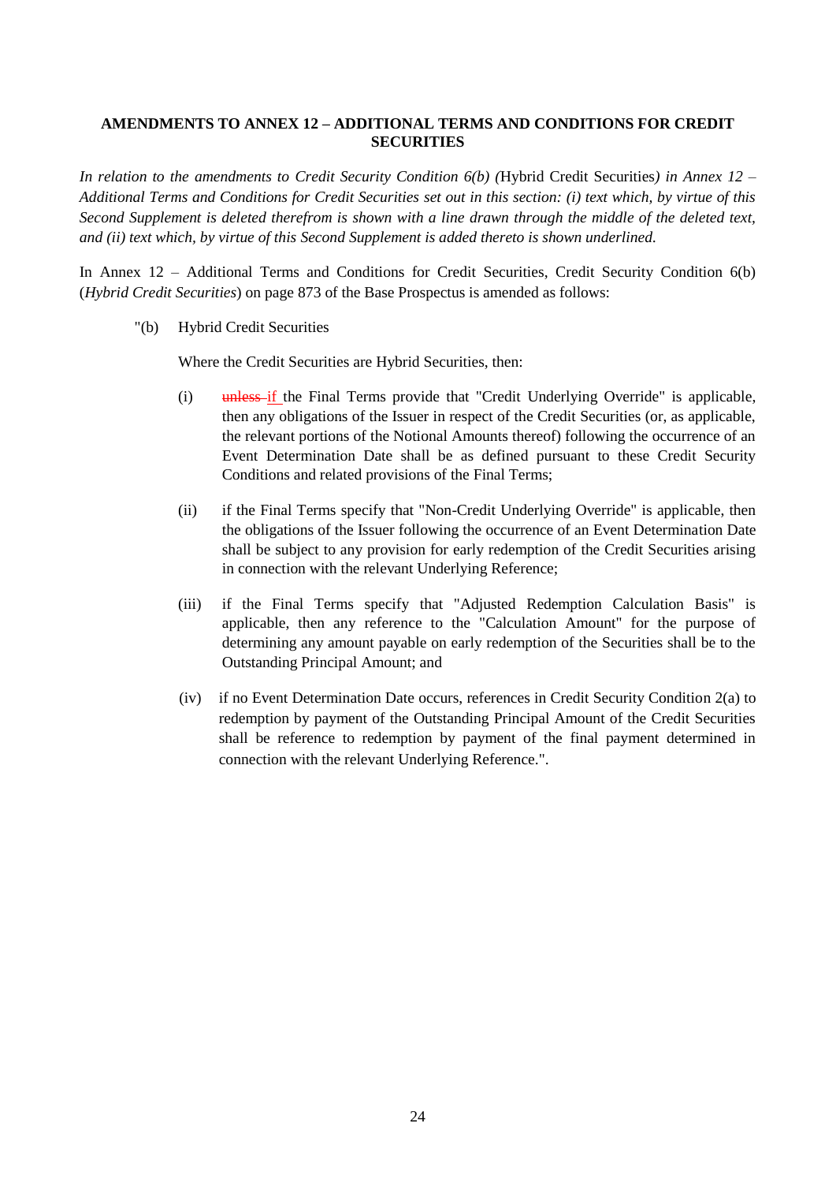**AMENDMENTS TO ANNEX 12 – ADDITIONAL TERMS AND CONDITIONS FOR CREDIT SECURITIES**

*In relation to the amendments to Credit Security Condition 6(b) (*Hybrid Credit Securities*) in Annex 12 – Additional Terms and Conditions for Credit Securities set out in this section: (i) text which, by virtue of this Second Supplement is deleted therefrom is shown with a line drawn through the middle of the deleted text, and (ii) text which, by virtue of this Second Supplement is added thereto is shown underlined.*

In Annex 12 – Additional Terms and Conditions for Credit Securities, Credit Security Condition 6(b) (*Hybrid Credit Securities*) on page 873 of the Base Prospectus is amended as follows:

"(b) Hybrid Credit Securities

Where the Credit Securities are Hybrid Securities, then:

(i) ~~unless~~ <u>if</u> the Final Terms provide that "Credit Underlying Override" is applicable, then any obligations of the Issuer in respect of the Credit Securities (or, as applicable, the relevant portions of the Notional Amounts thereof) following the occurrence of an Event Determination Date shall be as defined pursuant to these Credit Security Conditions and related provisions of the Final Terms;

(ii) if the Final Terms specify that "Non-Credit Underlying Override" is applicable, then the obligations of the Issuer following the occurrence of an Event Determination Date shall be subject to any provision for early redemption of the Credit Securities arising in connection with the relevant Underlying Reference;

(iii) if the Final Terms specify that "Adjusted Redemption Calculation Basis" is applicable, then any reference to the "Calculation Amount" for the purpose of determining any amount payable on early redemption of the Securities shall be to the Outstanding Principal Amount; and

(iv) if no Event Determination Date occurs, references in Credit Security Condition 2(a) to redemption by payment of the Outstanding Principal Amount of the Credit Securities shall be reference to redemption by payment of the final payment determined in connection with the relevant Underlying Reference.".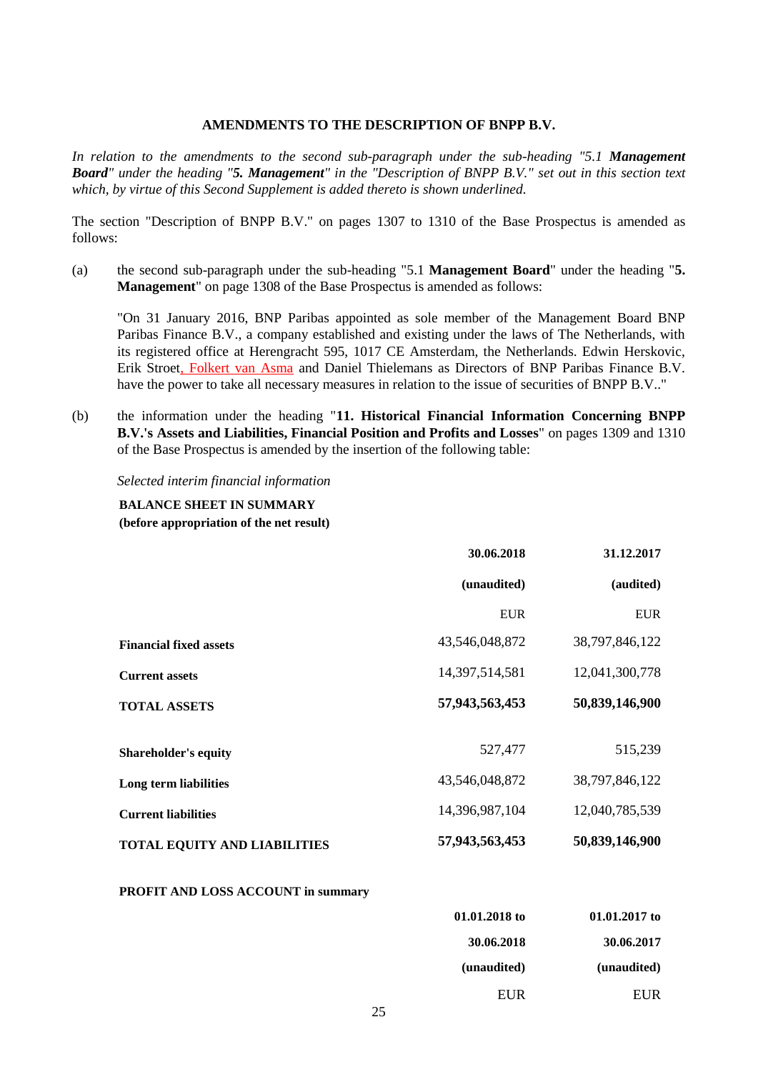**AMENDMENTS TO THE DESCRIPTION OF BNPP B.V.**

*In relation to the amendments to the second sub-paragraph under the sub-heading "5.1* ***Management Board****" under the heading "****5. Management****" in the "Description of BNPP B.V." set out in this section text which, by virtue of this Second Supplement is added thereto is shown underlined.*

The section "Description of BNPP B.V." on pages 1307 to 1310 of the Base Prospectus is amended as follows:

(a) the second sub-paragraph under the sub-heading "5.1 **Management Board**" under the heading "**5. Management**" on page 1308 of the Base Prospectus is amended as follows:

"On 31 January 2016, BNP Paribas appointed as sole member of the Management Board BNP Paribas Finance B.V., a company established and existing under the laws of The Netherlands, with its registered office at Herengracht 595, 1017 CE Amsterdam, the Netherlands. Edwin Herskovic, Erik Stroet<u>, Folkert van Asma</u> and Daniel Thielemans as Directors of BNP Paribas Finance B.V. have the power to take all necessary measures in relation to the issue of securities of BNPP B.V.."

(b) the information under the heading "**11. Historical Financial Information Concerning BNPP B.V.'s Assets and Liabilities, Financial Position and Profits and Losses**" on pages 1309 and 1310 of the Base Prospectus is amended by the insertion of the following table:

*Selected interim financial information*

**BALANCE SHEET IN SUMMARY**
**(before appropriation of the net result)**

| | **30.06.2018** | **31.12.2017** |
|---|---|---|
| | **(unaudited)** | **(audited)** |
| | EUR | EUR |
| **Financial fixed assets** | 43,546,048,872 | 38,797,846,122 |
| **Current assets** | 14,397,514,581 | 12,041,300,778 |
| **TOTAL ASSETS** | **57,943,563,453** | **50,839,146,900** |
| | | |
| **Shareholder's equity** | 527,477 | 515,239 |
| **Long term liabilities** | 43,546,048,872 | 38,797,846,122 |
| **Current liabilities** | 14,396,987,104 | 12,040,785,539 |
| **TOTAL EQUITY AND LIABILITIES** | **57,943,563,453** | **50,839,146,900** |

**PROFIT AND LOSS ACCOUNT in summary**

| | **01.01.2018 to 30.06.2018** | **01.01.2017 to 30.06.2017** |
|---|---|---|
| | **(unaudited)** | **(unaudited)** |
| | EUR | EUR |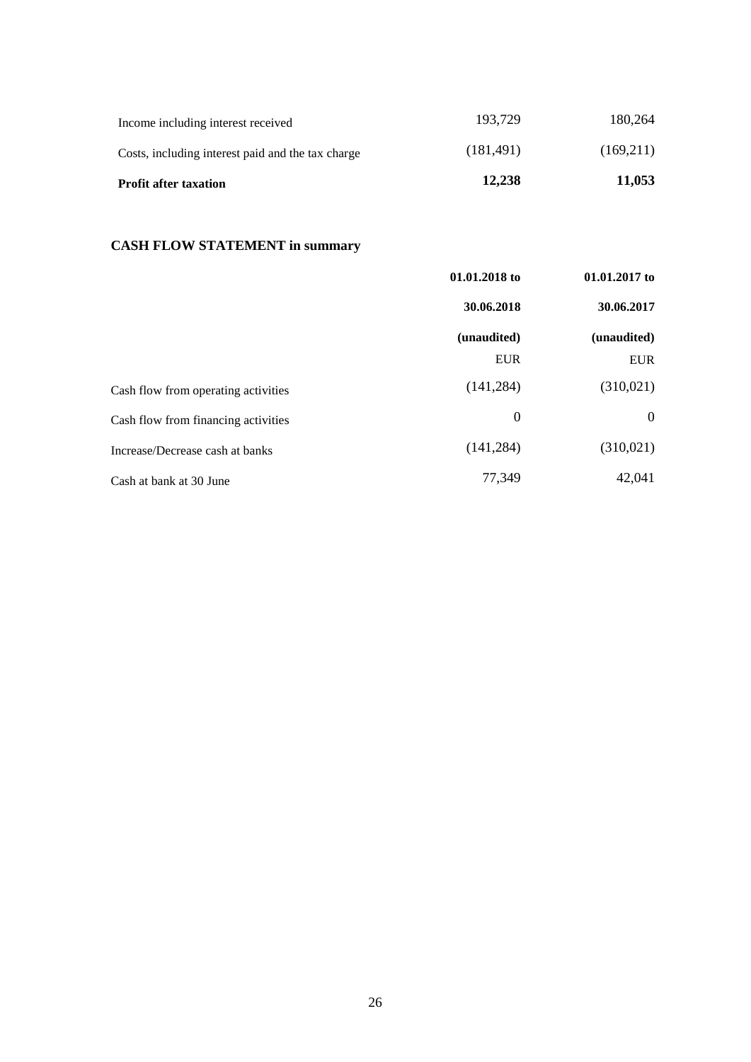| | | |
|---|---|---|
| Income including interest received | 193,729 | 180,264 |
| Costs, including interest paid and the tax charge | (181,491) | (169,211) |
| **Profit after taxation** | **12,238** | **11,053** |

## CASH FLOW STATEMENT in summary

| | 01.01.2018 to 30.06.2018 (unaudited) | 01.01.2017 to 30.06.2017 (unaudited) |
|---|---|---|
| | EUR | EUR |
| Cash flow from operating activities | (141,284) | (310,021) |
| Cash flow from financing activities | 0 | 0 |
| Increase/Decrease cash at banks | (141,284) | (310,021) |
| Cash at bank at 30 June | 77,349 | 42,041 |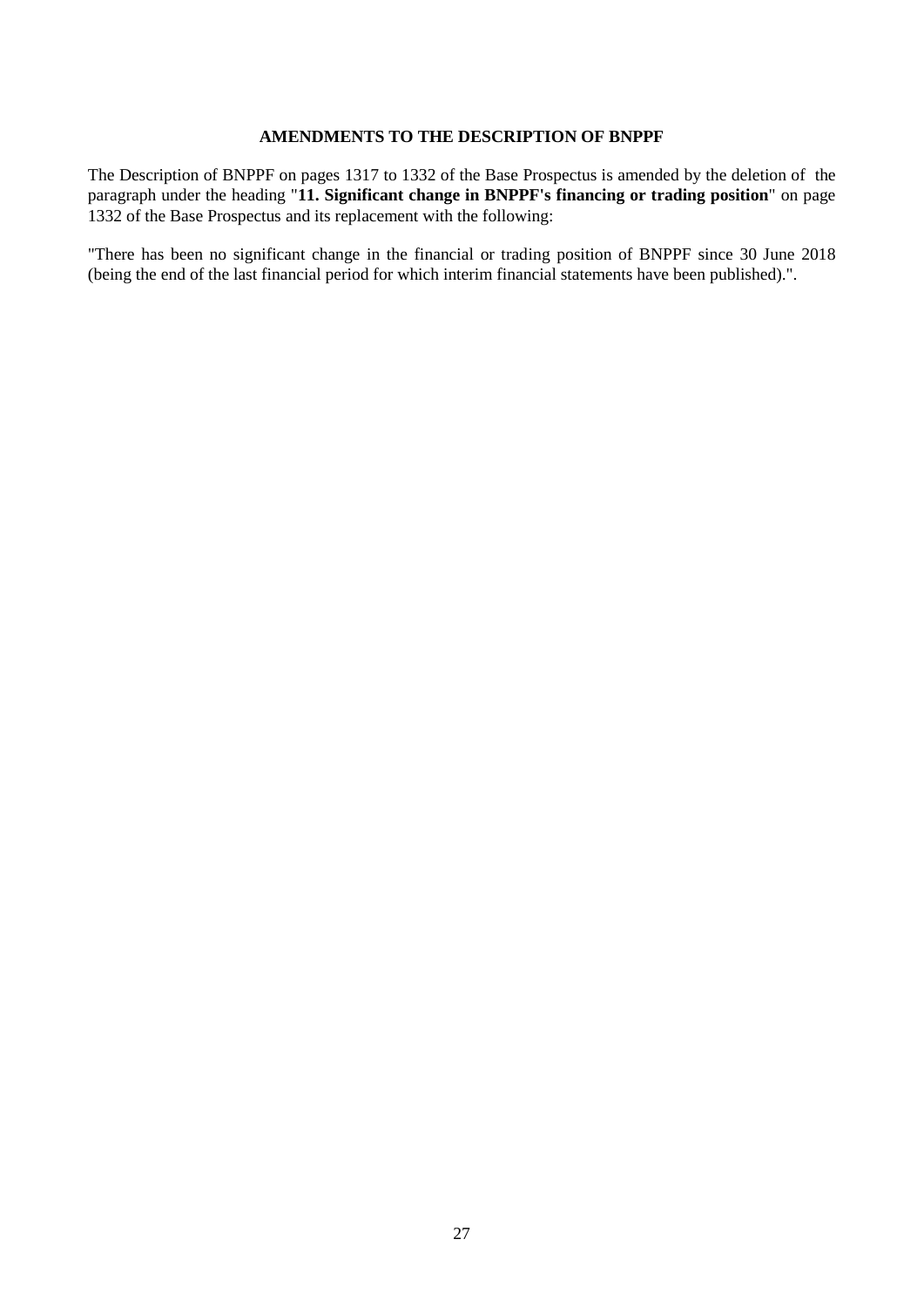## AMENDMENTS TO THE DESCRIPTION OF BNPPF

The Description of BNPPF on pages 1317 to 1332 of the Base Prospectus is amended by the deletion of the paragraph under the heading "**11. Significant change in BNPPF's financing or trading position**" on page 1332 of the Base Prospectus and its replacement with the following:

"There has been no significant change in the financial or trading position of BNPPF since 30 June 2018 (being the end of the last financial period for which interim financial statements have been published).".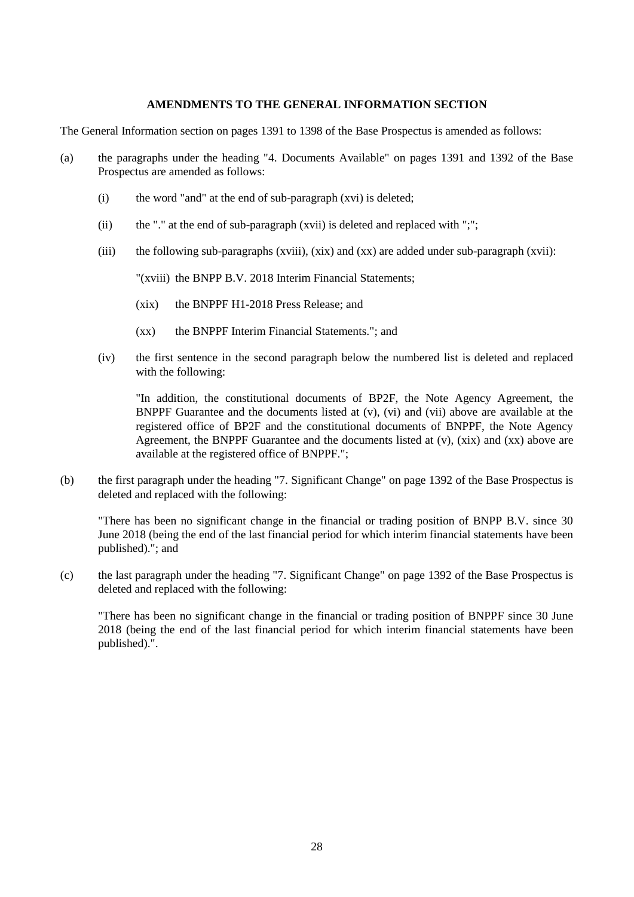**AMENDMENTS TO THE GENERAL INFORMATION SECTION**

The General Information section on pages 1391 to 1398 of the Base Prospectus is amended as follows:

(a) the paragraphs under the heading "4. Documents Available" on pages 1391 and 1392 of the Base Prospectus are amended as follows:

  (i) the word "and" at the end of sub-paragraph (xvi) is deleted;

  (ii) the "." at the end of sub-paragraph (xvii) is deleted and replaced with ";";

  (iii) the following sub-paragraphs (xviii), (xix) and (xx) are added under sub-paragraph (xvii):

    "(xviii) the BNPP B.V. 2018 Interim Financial Statements;

    (xix) the BNPPF H1-2018 Press Release; and

    (xx) the BNPPF Interim Financial Statements."; and

  (iv) the first sentence in the second paragraph below the numbered list is deleted and replaced with the following:

    "In addition, the constitutional documents of BP2F, the Note Agency Agreement, the BNPPF Guarantee and the documents listed at (v), (vi) and (vii) above are available at the registered office of BP2F and the constitutional documents of BNPPF, the Note Agency Agreement, the BNPPF Guarantee and the documents listed at (v), (xix) and (xx) above are available at the registered office of BNPPF.";

(b) the first paragraph under the heading "7. Significant Change" on page 1392 of the Base Prospectus is deleted and replaced with the following:

  "There has been no significant change in the financial or trading position of BNPP B.V. since 30 June 2018 (being the end of the last financial period for which interim financial statements have been published)."; and

(c) the last paragraph under the heading "7. Significant Change" on page 1392 of the Base Prospectus is deleted and replaced with the following:

  "There has been no significant change in the financial or trading position of BNPPF since 30 June 2018 (being the end of the last financial period for which interim financial statements have been published).".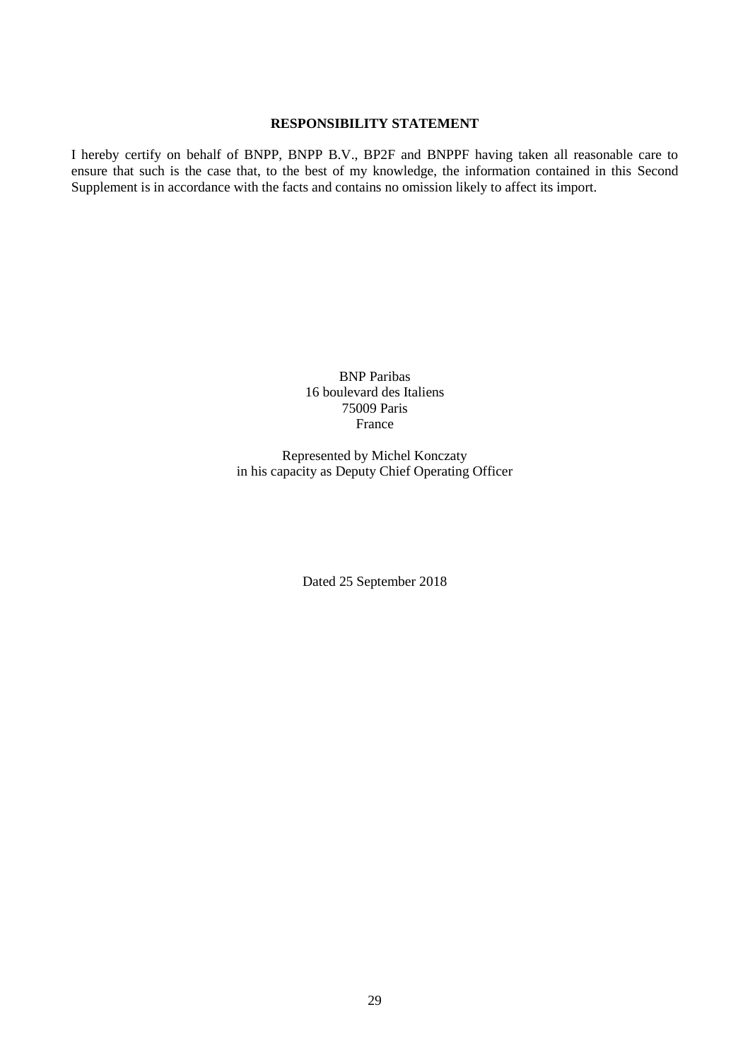## RESPONSIBILITY STATEMENT

I hereby certify on behalf of BNPP, BNPP B.V., BP2F and BNPPF having taken all reasonable care to ensure that such is the case that, to the best of my knowledge, the information contained in this Second Supplement is in accordance with the facts and contains no omission likely to affect its import.

BNP Paribas
16 boulevard des Italiens
75009 Paris
France

Represented by Michel Konczaty
in his capacity as Deputy Chief Operating Officer

Dated 25 September 2018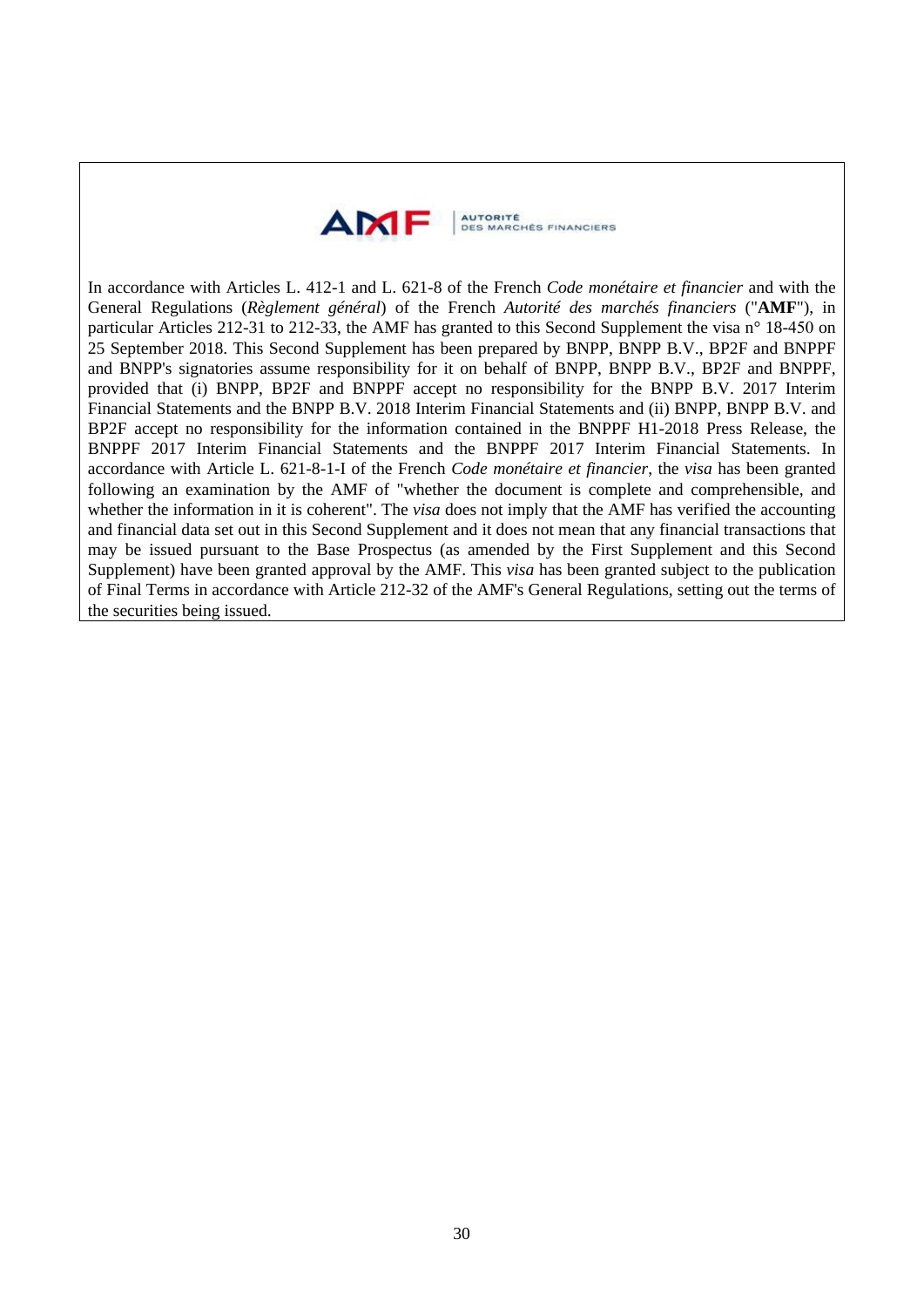AMF | AUTORITÉ DES MARCHÉS FINANCIERS

In accordance with Articles L. 412-1 and L. 621-8 of the French *Code monétaire et financier* and with the General Regulations (*Règlement général*) of the French *Autorité des marchés financiers* ("**AMF**"), in particular Articles 212-31 to 212-33, the AMF has granted to this Second Supplement the visa n° 18-450 on 25 September 2018. This Second Supplement has been prepared by BNPP, BNPP B.V., BP2F and BNPPF and BNPP's signatories assume responsibility for it on behalf of BNPP, BNPP B.V., BP2F and BNPPF, provided that (i) BNPP, BP2F and BNPPF accept no responsibility for the BNPP B.V. 2017 Interim Financial Statements and the BNPP B.V. 2018 Interim Financial Statements and (ii) BNPP, BNPP B.V. and BP2F accept no responsibility for the information contained in the BNPPF H1-2018 Press Release, the BNPPF 2017 Interim Financial Statements and the BNPPF 2017 Interim Financial Statements. In accordance with Article L. 621-8-1-I of the French *Code monétaire et financier*, the *visa* has been granted following an examination by the AMF of "whether the document is complete and comprehensible, and whether the information in it is coherent". The *visa* does not imply that the AMF has verified the accounting and financial data set out in this Second Supplement and it does not mean that any financial transactions that may be issued pursuant to the Base Prospectus (as amended by the First Supplement and this Second Supplement) have been granted approval by the AMF. This *visa* has been granted subject to the publication of Final Terms in accordance with Article 212-32 of the AMF's General Regulations, setting out the terms of the securities being issued.